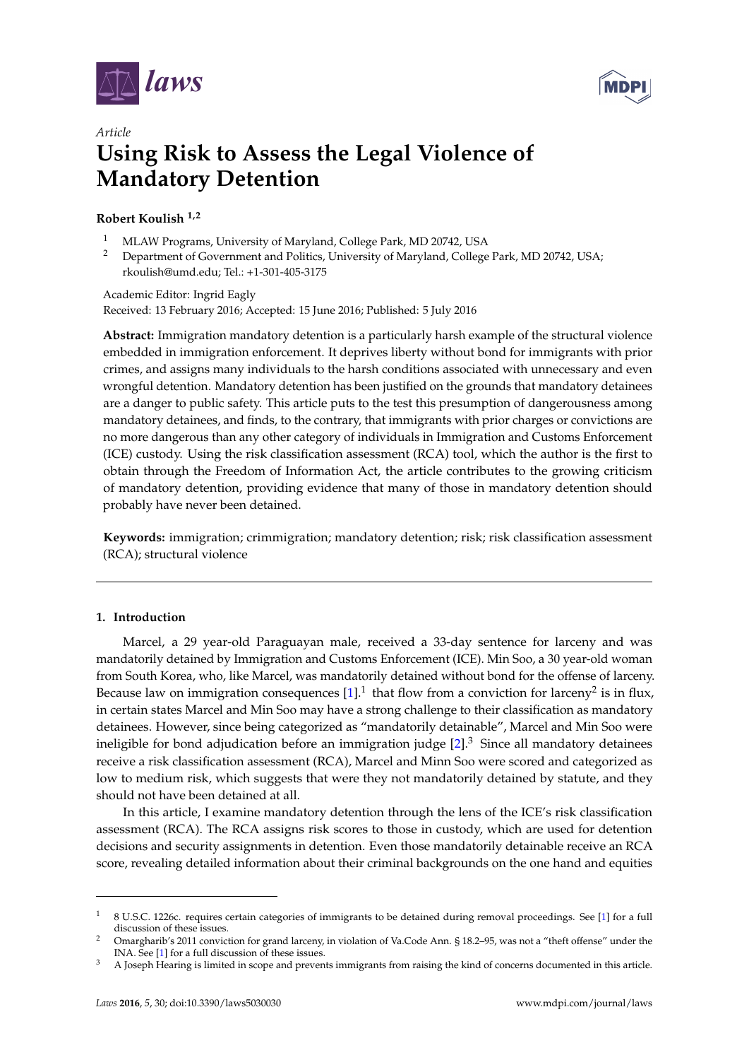*laws*

*Article*

# Using Risk to Assess the Legal Violence of Mandatory Detention

**Robert Koulish [1,2]**

[1] MLAW Programs, University of Maryland, College Park, MD 20742, USA
[2] Department of Government and Politics, University of Maryland, College Park, MD 20742, USA; rkoulish@umd.edu; Tel.: +1-301-405-3175

Academic Editor: Ingrid Eagly
Received: 13 February 2016; Accepted: 15 June 2016; Published: 5 July 2016

**Abstract:** Immigration mandatory detention is a particularly harsh example of the structural violence embedded in immigration enforcement. It deprives liberty without bond for immigrants with prior crimes, and assigns many individuals to the harsh conditions associated with unnecessary and even wrongful detention. Mandatory detention has been justified on the grounds that mandatory detainees are a danger to public safety. This article puts to the test this presumption of dangerousness among mandatory detainees, and finds, to the contrary, that immigrants with prior charges or convictions are no more dangerous than any other category of individuals in Immigration and Customs Enforcement (ICE) custody. Using the risk classification assessment (RCA) tool, which the author is the first to obtain through the Freedom of Information Act, the article contributes to the growing criticism of mandatory detention, providing evidence that many of those in mandatory detention should probably have never been detained.

**Keywords:** immigration; crimmigration; mandatory detention; risk; risk classification assessment (RCA); structural violence

## 1. Introduction

Marcel, a 29 year-old Paraguayan male, received a 33-day sentence for larceny and was mandatorily detained by Immigration and Customs Enforcement (ICE). Min Soo, a 30 year-old woman from South Korea, who, like Marcel, was mandatorily detained without bond for the offense of larceny. Because law on immigration consequences [1].[1] that flow from a conviction for larceny[2] is in flux, in certain states Marcel and Min Soo may have a strong challenge to their classification as mandatory detainees. However, since being categorized as "mandatorily detainable", Marcel and Min Soo were ineligible for bond adjudication before an immigration judge [2].[3] Since all mandatory detainees receive a risk classification assessment (RCA), Marcel and Minn Soo were scored and categorized as low to medium risk, which suggests that were they not mandatorily detained by statute, and they should not have been detained at all.

In this article, I examine mandatory detention through the lens of the ICE's risk classification assessment (RCA). The RCA assigns risk scores to those in custody, which are used for detention decisions and security assignments in detention. Even those mandatorily detainable receive an RCA score, revealing detailed information about their criminal backgrounds on the one hand and equities

---

[1] 8 U.S.C. 1226c. requires certain categories of immigrants to be detained during removal proceedings. See [1] for a full discussion of these issues.

[2] Omargharib's 2011 conviction for grand larceny, in violation of Va.Code Ann. § 18.2–95, was not a "theft offense" under the INA. See [1] for a full discussion of these issues.

[3] A Joseph Hearing is limited in scope and prevents immigrants from raising the kind of concerns documented in this article.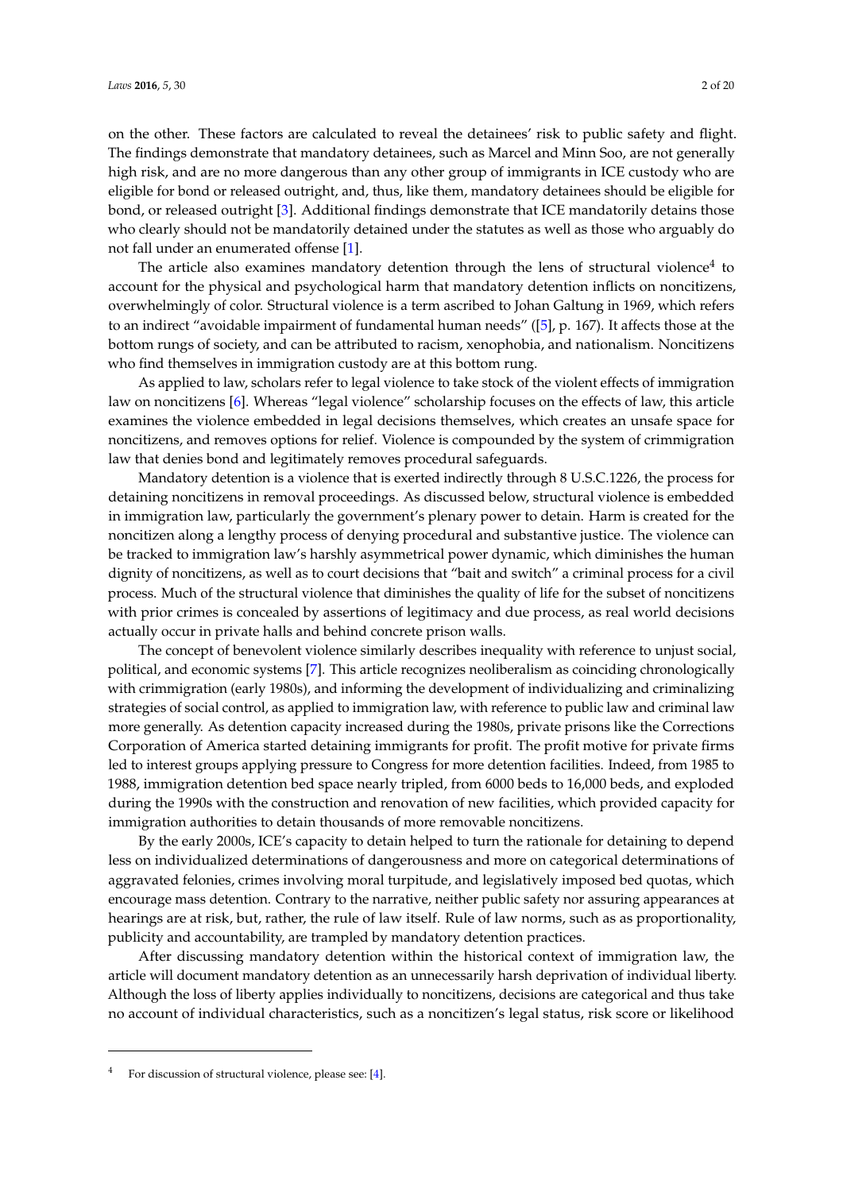on the other. These factors are calculated to reveal the detainees' risk to public safety and flight. The findings demonstrate that mandatory detainees, such as Marcel and Minn Soo, are not generally high risk, and are no more dangerous than any other group of immigrants in ICE custody who are eligible for bond or released outright, and, thus, like them, mandatory detainees should be eligible for bond, or released outright [3]. Additional findings demonstrate that ICE mandatorily detains those who clearly should not be mandatorily detained under the statutes as well as those who arguably do not fall under an enumerated offense [1].

The article also examines mandatory detention through the lens of structural violence[4] to account for the physical and psychological harm that mandatory detention inflicts on noncitizens, overwhelmingly of color. Structural violence is a term ascribed to Johan Galtung in 1969, which refers to an indirect "avoidable impairment of fundamental human needs" ([5], p. 167). It affects those at the bottom rungs of society, and can be attributed to racism, xenophobia, and nationalism. Noncitizens who find themselves in immigration custody are at this bottom rung.

As applied to law, scholars refer to legal violence to take stock of the violent effects of immigration law on noncitizens [6]. Whereas "legal violence" scholarship focuses on the effects of law, this article examines the violence embedded in legal decisions themselves, which creates an unsafe space for noncitizens, and removes options for relief. Violence is compounded by the system of crimmigration law that denies bond and legitimately removes procedural safeguards.

Mandatory detention is a violence that is exerted indirectly through 8 U.S.C.1226, the process for detaining noncitizens in removal proceedings. As discussed below, structural violence is embedded in immigration law, particularly the government's plenary power to detain. Harm is created for the noncitizen along a lengthy process of denying procedural and substantive justice. The violence can be tracked to immigration law's harshly asymmetrical power dynamic, which diminishes the human dignity of noncitizens, as well as to court decisions that "bait and switch" a criminal process for a civil process. Much of the structural violence that diminishes the quality of life for the subset of noncitizens with prior crimes is concealed by assertions of legitimacy and due process, as real world decisions actually occur in private halls and behind concrete prison walls.

The concept of benevolent violence similarly describes inequality with reference to unjust social, political, and economic systems [7]. This article recognizes neoliberalism as coinciding chronologically with crimmigration (early 1980s), and informing the development of individualizing and criminalizing strategies of social control, as applied to immigration law, with reference to public law and criminal law more generally. As detention capacity increased during the 1980s, private prisons like the Corrections Corporation of America started detaining immigrants for profit. The profit motive for private firms led to interest groups applying pressure to Congress for more detention facilities. Indeed, from 1985 to 1988, immigration detention bed space nearly tripled, from 6000 beds to 16,000 beds, and exploded during the 1990s with the construction and renovation of new facilities, which provided capacity for immigration authorities to detain thousands of more removable noncitizens.

By the early 2000s, ICE's capacity to detain helped to turn the rationale for detaining to depend less on individualized determinations of dangerousness and more on categorical determinations of aggravated felonies, crimes involving moral turpitude, and legislatively imposed bed quotas, which encourage mass detention. Contrary to the narrative, neither public safety nor assuring appearances at hearings are at risk, but, rather, the rule of law itself. Rule of law norms, such as as proportionality, publicity and accountability, are trampled by mandatory detention practices.

After discussing mandatory detention within the historical context of immigration law, the article will document mandatory detention as an unnecessarily harsh deprivation of individual liberty. Although the loss of liberty applies individually to noncitizens, decisions are categorical and thus take no account of individual characteristics, such as a noncitizen's legal status, risk score or likelihood

[4] For discussion of structural violence, please see: [4].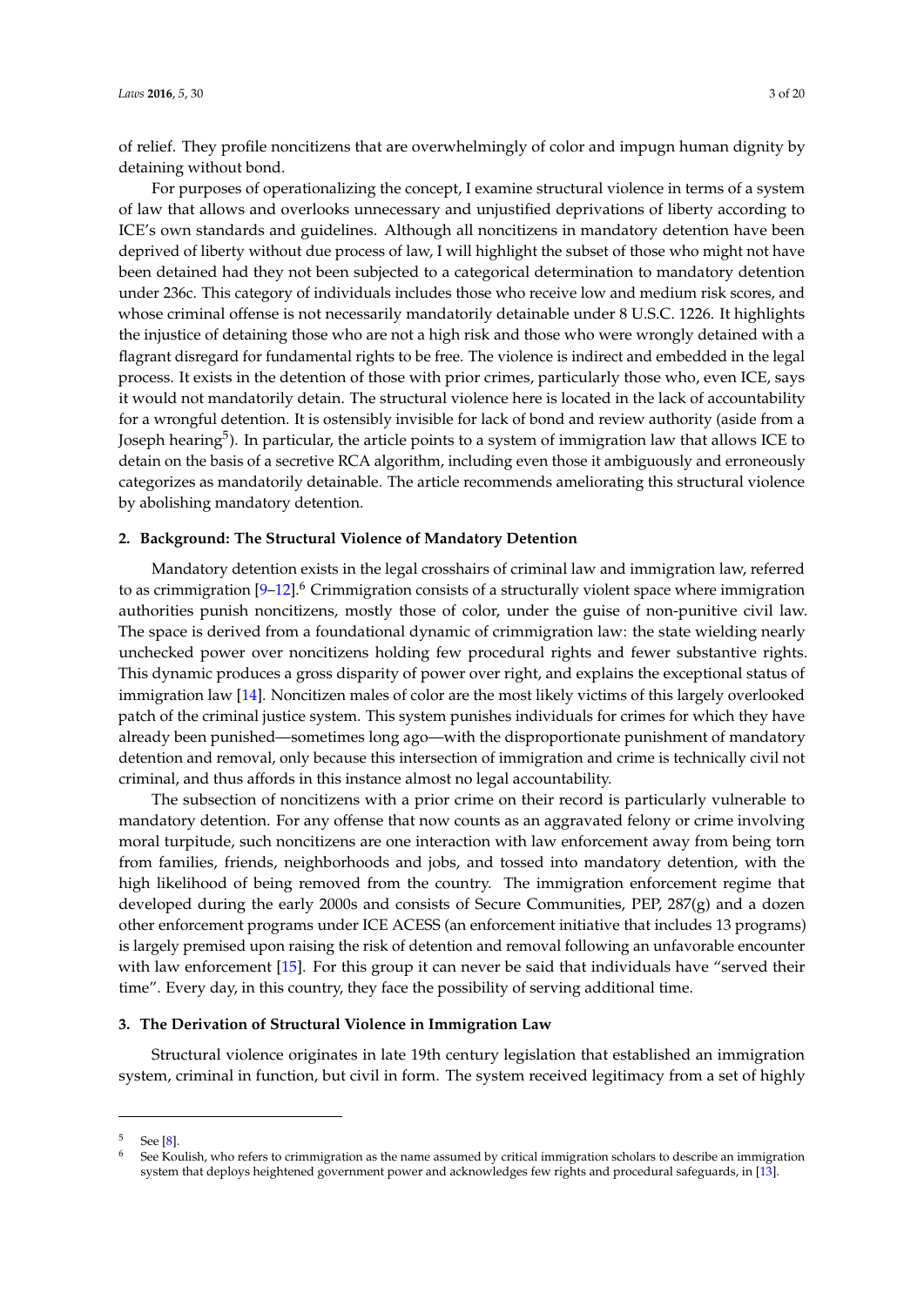of relief. They profile noncitizens that are overwhelmingly of color and impugn human dignity by detaining without bond.

For purposes of operationalizing the concept, I examine structural violence in terms of a system of law that allows and overlooks unnecessary and unjustified deprivations of liberty according to ICE's own standards and guidelines. Although all noncitizens in mandatory detention have been deprived of liberty without due process of law, I will highlight the subset of those who might not have been detained had they not been subjected to a categorical determination to mandatory detention under 236c. This category of individuals includes those who receive low and medium risk scores, and whose criminal offense is not necessarily mandatorily detainable under 8 U.S.C. 1226. It highlights the injustice of detaining those who are not a high risk and those who were wrongly detained with a flagrant disregard for fundamental rights to be free. The violence is indirect and embedded in the legal process. It exists in the detention of those with prior crimes, particularly those who, even ICE, says it would not mandatorily detain. The structural violence here is located in the lack of accountability for a wrongful detention. It is ostensibly invisible for lack of bond and review authority (aside from a Joseph hearing[5]). In particular, the article points to a system of immigration law that allows ICE to detain on the basis of a secretive RCA algorithm, including even those it ambiguously and erroneously categorizes as mandatorily detainable. The article recommends ameliorating this structural violence by abolishing mandatory detention.

## 2. Background: The Structural Violence of Mandatory Detention

Mandatory detention exists in the legal crosshairs of criminal law and immigration law, referred to as crimmigration [9–12].[6] Crimmigration consists of a structurally violent space where immigration authorities punish noncitizens, mostly those of color, under the guise of non-punitive civil law. The space is derived from a foundational dynamic of crimmigration law: the state wielding nearly unchecked power over noncitizens holding few procedural rights and fewer substantive rights. This dynamic produces a gross disparity of power over right, and explains the exceptional status of immigration law [14]. Noncitizen males of color are the most likely victims of this largely overlooked patch of the criminal justice system. This system punishes individuals for crimes for which they have already been punished—sometimes long ago—with the disproportionate punishment of mandatory detention and removal, only because this intersection of immigration and crime is technically civil not criminal, and thus affords in this instance almost no legal accountability.

The subsection of noncitizens with a prior crime on their record is particularly vulnerable to mandatory detention. For any offense that now counts as an aggravated felony or crime involving moral turpitude, such noncitizens are one interaction with law enforcement away from being torn from families, friends, neighborhoods and jobs, and tossed into mandatory detention, with the high likelihood of being removed from the country. The immigration enforcement regime that developed during the early 2000s and consists of Secure Communities, PEP, 287(g) and a dozen other enforcement programs under ICE ACESS (an enforcement initiative that includes 13 programs) is largely premised upon raising the risk of detention and removal following an unfavorable encounter with law enforcement [15]. For this group it can never be said that individuals have "served their time". Every day, in this country, they face the possibility of serving additional time.

## 3. The Derivation of Structural Violence in Immigration Law

Structural violence originates in late 19th century legislation that established an immigration system, criminal in function, but civil in form. The system received legitimacy from a set of highly

---

[5] See [8].

[6] See Koulish, who refers to crimmigration as the name assumed by critical immigration scholars to describe an immigration system that deploys heightened government power and acknowledges few rights and procedural safeguards, in [13].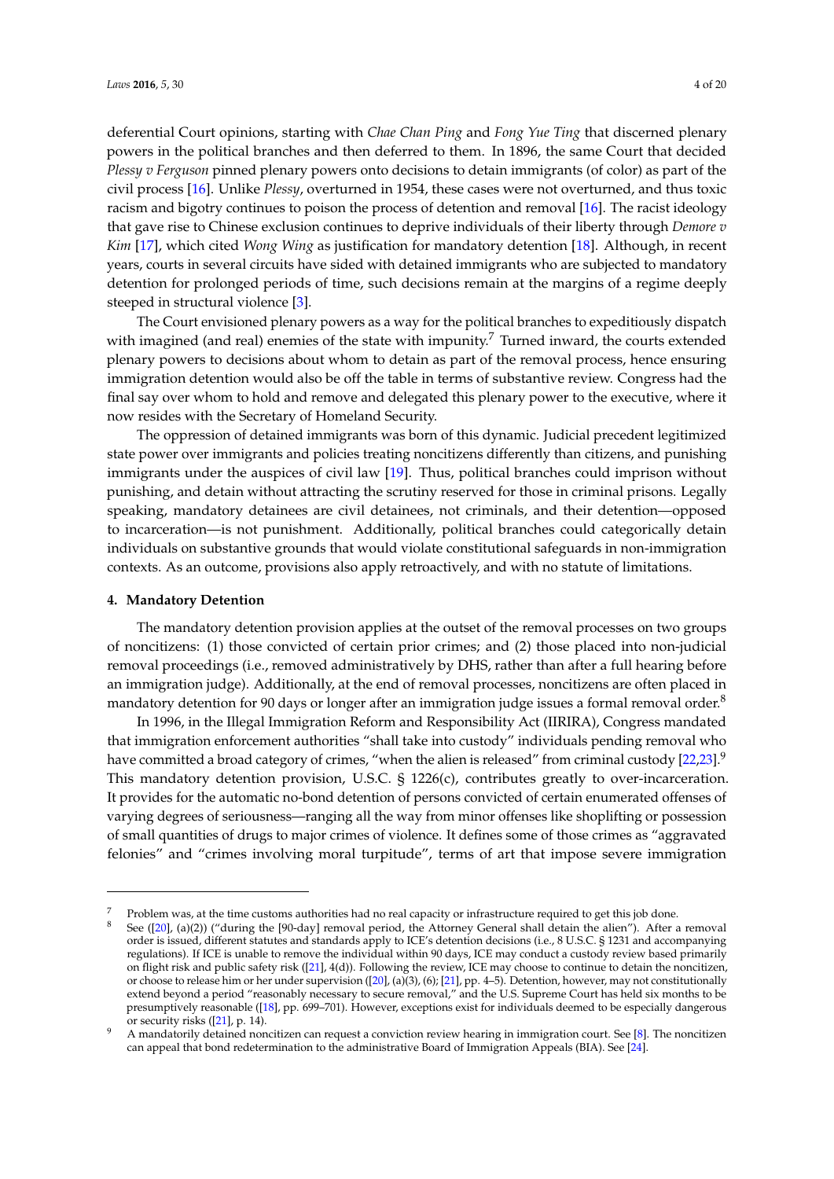deferential Court opinions, starting with *Chae Chan Ping* and *Fong Yue Ting* that discerned plenary powers in the political branches and then deferred to them. In 1896, the same Court that decided *Plessy v Ferguson* pinned plenary powers onto decisions to detain immigrants (of color) as part of the civil process [16]. Unlike *Plessy*, overturned in 1954, these cases were not overturned, and thus toxic racism and bigotry continues to poison the process of detention and removal [16]. The racist ideology that gave rise to Chinese exclusion continues to deprive individuals of their liberty through *Demore v Kim* [17], which cited *Wong Wing* as justification for mandatory detention [18]. Although, in recent years, courts in several circuits have sided with detained immigrants who are subjected to mandatory detention for prolonged periods of time, such decisions remain at the margins of a regime deeply steeped in structural violence [3].

The Court envisioned plenary powers as a way for the political branches to expeditiously dispatch with imagined (and real) enemies of the state with impunity.[7] Turned inward, the courts extended plenary powers to decisions about whom to detain as part of the removal process, hence ensuring immigration detention would also be off the table in terms of substantive review. Congress had the final say over whom to hold and remove and delegated this plenary power to the executive, where it now resides with the Secretary of Homeland Security.

The oppression of detained immigrants was born of this dynamic. Judicial precedent legitimized state power over immigrants and policies treating noncitizens differently than citizens, and punishing immigrants under the auspices of civil law [19]. Thus, political branches could imprison without punishing, and detain without attracting the scrutiny reserved for those in criminal prisons. Legally speaking, mandatory detainees are civil detainees, not criminals, and their detention—opposed to incarceration—is not punishment. Additionally, political branches could categorically detain individuals on substantive grounds that would violate constitutional safeguards in non-immigration contexts. As an outcome, provisions also apply retroactively, and with no statute of limitations.

## 4. Mandatory Detention

The mandatory detention provision applies at the outset of the removal processes on two groups of noncitizens: (1) those convicted of certain prior crimes; and (2) those placed into non-judicial removal proceedings (i.e., removed administratively by DHS, rather than after a full hearing before an immigration judge). Additionally, at the end of removal processes, noncitizens are often placed in mandatory detention for 90 days or longer after an immigration judge issues a formal removal order.[8]

In 1996, in the Illegal Immigration Reform and Responsibility Act (IIRIRA), Congress mandated that immigration enforcement authorities "shall take into custody" individuals pending removal who have committed a broad category of crimes, "when the alien is released" from criminal custody [22,23].[9] This mandatory detention provision, U.S.C. § 1226(c), contributes greatly to over-incarceration. It provides for the automatic no-bond detention of persons convicted of certain enumerated offenses of varying degrees of seriousness—ranging all the way from minor offenses like shoplifting or possession of small quantities of drugs to major crimes of violence. It defines some of those crimes as "aggravated felonies" and "crimes involving moral turpitude", terms of art that impose severe immigration

---

[7] Problem was, at the time customs authorities had no real capacity or infrastructure required to get this job done.

[8] See ([20], (a)(2)) ("during the [90-day] removal period, the Attorney General shall detain the alien"). After a removal order is issued, different statutes and standards apply to ICE's detention decisions (i.e., 8 U.S.C. § 1231 and accompanying regulations). If ICE is unable to remove the individual within 90 days, ICE may conduct a custody review based primarily on flight risk and public safety risk ([21], 4(d)). Following the review, ICE may choose to continue to detain the noncitizen, or choose to release him or her under supervision ([20], (a)(3), (6); [21], pp. 4–5). Detention, however, may not constitutionally extend beyond a period "reasonably necessary to secure removal," and the U.S. Supreme Court has held six months to be presumptively reasonable ([18], pp. 699–701). However, exceptions exist for individuals deemed to be especially dangerous or security risks ([21], p. 14).

[9] A mandatorily detained noncitizen can request a conviction review hearing in immigration court. See [8]. The noncitizen can appeal that bond redetermination to the administrative Board of Immigration Appeals (BIA). See [24].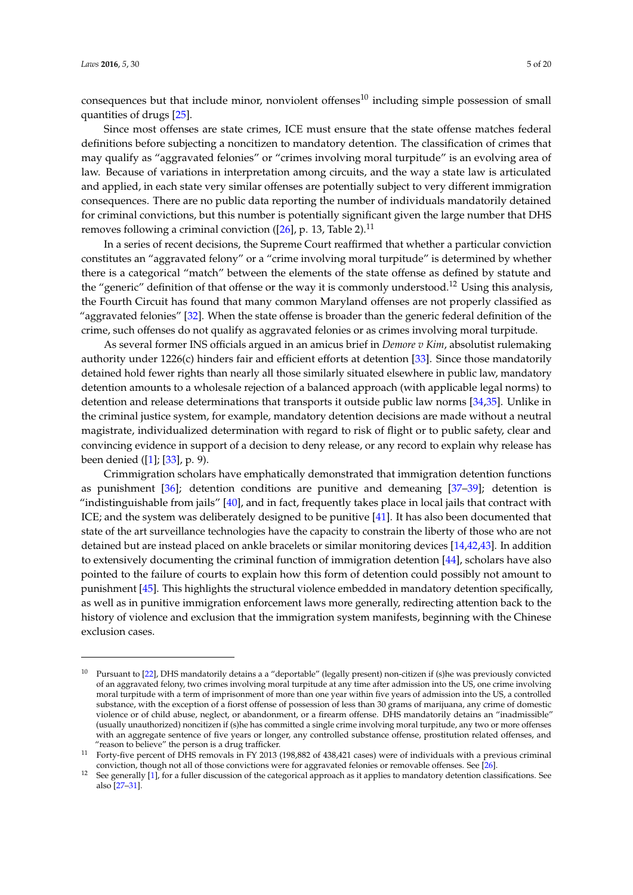consequences but that include minor, nonviolent offenses[10] including simple possession of small quantities of drugs [25].

Since most offenses are state crimes, ICE must ensure that the state offense matches federal definitions before subjecting a noncitizen to mandatory detention. The classification of crimes that may qualify as "aggravated felonies" or "crimes involving moral turpitude" is an evolving area of law. Because of variations in interpretation among circuits, and the way a state law is articulated and applied, in each state very similar offenses are potentially subject to very different immigration consequences. There are no public data reporting the number of individuals mandatorily detained for criminal convictions, but this number is potentially significant given the large number that DHS removes following a criminal conviction ([26], p. 13, Table 2).[11]

In a series of recent decisions, the Supreme Court reaffirmed that whether a particular conviction constitutes an "aggravated felony" or a "crime involving moral turpitude" is determined by whether there is a categorical "match" between the elements of the state offense as defined by statute and the "generic" definition of that offense or the way it is commonly understood.[12] Using this analysis, the Fourth Circuit has found that many common Maryland offenses are not properly classified as "aggravated felonies" [32]. When the state offense is broader than the generic federal definition of the crime, such offenses do not qualify as aggravated felonies or as crimes involving moral turpitude.

As several former INS officials argued in an amicus brief in *Demore v Kim*, absolutist rulemaking authority under 1226(c) hinders fair and efficient efforts at detention [33]. Since those mandatorily detained hold fewer rights than nearly all those similarly situated elsewhere in public law, mandatory detention amounts to a wholesale rejection of a balanced approach (with applicable legal norms) to detention and release determinations that transports it outside public law norms [34,35]. Unlike in the criminal justice system, for example, mandatory detention decisions are made without a neutral magistrate, individualized determination with regard to risk of flight or to public safety, clear and convincing evidence in support of a decision to deny release, or any record to explain why release has been denied ([1]; [33], p. 9).

Crimmigration scholars have emphatically demonstrated that immigration detention functions as punishment [36]; detention conditions are punitive and demeaning [37–39]; detention is "indistinguishable from jails" [40], and in fact, frequently takes place in local jails that contract with ICE; and the system was deliberately designed to be punitive [41]. It has also been documented that state of the art surveillance technologies have the capacity to constrain the liberty of those who are not detained but are instead placed on ankle bracelets or similar monitoring devices [14,42,43]. In addition to extensively documenting the criminal function of immigration detention [44], scholars have also pointed to the failure of courts to explain how this form of detention could possibly not amount to punishment [45]. This highlights the structural violence embedded in mandatory detention specifically, as well as in punitive immigration enforcement laws more generally, redirecting attention back to the history of violence and exclusion that the immigration system manifests, beginning with the Chinese exclusion cases.

---

[10] Pursuant to [22], DHS mandatorily detains a a "deportable" (legally present) non-citizen if (s)he was previously convicted of an aggravated felony, two crimes involving moral turpitude at any time after admission into the US, one crime involving moral turpitude with a term of imprisonment of more than one year within five years of admission into the US, a controlled substance, with the exception of a fiorst offense of possession of less than 30 grams of marijuana, any crime of domestic violence or of child abuse, neglect, or abandonment, or a firearm offense. DHS mandatorily detains an "inadmissible" (usually unauthorized) noncitizen if (s)he has committed a single crime involving moral turpitude, any two or more offenses with an aggregate sentence of five years or longer, any controlled substance offense, prostitution related offenses, and "reason to believe" the person is a drug trafficker.

[11] Forty-five percent of DHS removals in FY 2013 (198,882 of 438,421 cases) were of individuals with a previous criminal conviction, though not all of those convictions were for aggravated felonies or removable offenses. See [26].

[12] See generally [1], for a fuller discussion of the categorical approach as it applies to mandatory detention classifications. See also [27–31].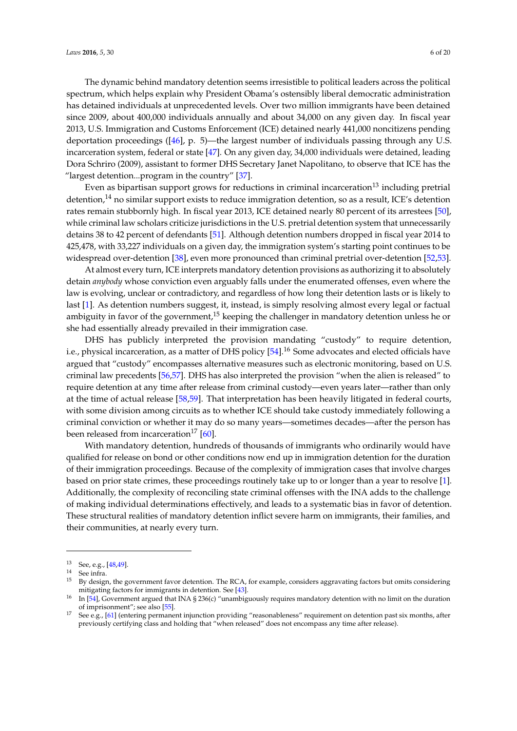The dynamic behind mandatory detention seems irresistible to political leaders across the political spectrum, which helps explain why President Obama's ostensibly liberal democratic administration has detained individuals at unprecedented levels. Over two million immigrants have been detained since 2009, about 400,000 individuals annually and about 34,000 on any given day. In fiscal year 2013, U.S. Immigration and Customs Enforcement (ICE) detained nearly 441,000 noncitizens pending deportation proceedings ([46], p. 5)—the largest number of individuals passing through any U.S. incarceration system, federal or state [47]. On any given day, 34,000 individuals were detained, leading Dora Schriro (2009), assistant to former DHS Secretary Janet Napolitano, to observe that ICE has the "largest detention...program in the country" [37].

Even as bipartisan support grows for reductions in criminal incarceration[13] including pretrial detention,[14] no similar support exists to reduce immigration detention, so as a result, ICE's detention rates remain stubbornly high. In fiscal year 2013, ICE detained nearly 80 percent of its arrestees [50], while criminal law scholars criticize jurisdictions in the U.S. pretrial detention system that unnecessarily detains 38 to 42 percent of defendants [51]. Although detention numbers dropped in fiscal year 2014 to 425,478, with 33,227 individuals on a given day, the immigration system's starting point continues to be widespread over-detention [38], even more pronounced than criminal pretrial over-detention [52,53].

At almost every turn, ICE interprets mandatory detention provisions as authorizing it to absolutely detain *anybody* whose conviction even arguably falls under the enumerated offenses, even where the law is evolving, unclear or contradictory, and regardless of how long their detention lasts or is likely to last [1]. As detention numbers suggest, it, instead, is simply resolving almost every legal or factual ambiguity in favor of the government,[15] keeping the challenger in mandatory detention unless he or she had essentially already prevailed in their immigration case.

DHS has publicly interpreted the provision mandating "custody" to require detention, i.e., physical incarceration, as a matter of DHS policy [54].[16] Some advocates and elected officials have argued that "custody" encompasses alternative measures such as electronic monitoring, based on U.S. criminal law precedents [56,57]. DHS has also interpreted the provision "when the alien is released" to require detention at any time after release from criminal custody—even years later—rather than only at the time of actual release [58,59]. That interpretation has been heavily litigated in federal courts, with some division among circuits as to whether ICE should take custody immediately following a criminal conviction or whether it may do so many years—sometimes decades—after the person has been released from incarceration[17] [60].

With mandatory detention, hundreds of thousands of immigrants who ordinarily would have qualified for release on bond or other conditions now end up in immigration detention for the duration of their immigration proceedings. Because of the complexity of immigration cases that involve charges based on prior state crimes, these proceedings routinely take up to or longer than a year to resolve [1]. Additionally, the complexity of reconciling state criminal offenses with the INA adds to the challenge of making individual determinations effectively, and leads to a systematic bias in favor of detention. These structural realities of mandatory detention inflict severe harm on immigrants, their families, and their communities, at nearly every turn.

---

[13] See, e.g., [48,49].

[14] See infra.

[15] By design, the government favor detention. The RCA, for example, considers aggravating factors but omits considering mitigating factors for immigrants in detention. See [43].

[16] In [54], Government argued that INA § 236(c) "unambiguously requires mandatory detention with no limit on the duration of imprisonment"; see also [55].

[17] See e.g., [61] (entering permanent injunction providing "reasonableness" requirement on detention past six months, after previously certifying class and holding that "when released" does not encompass any time after release).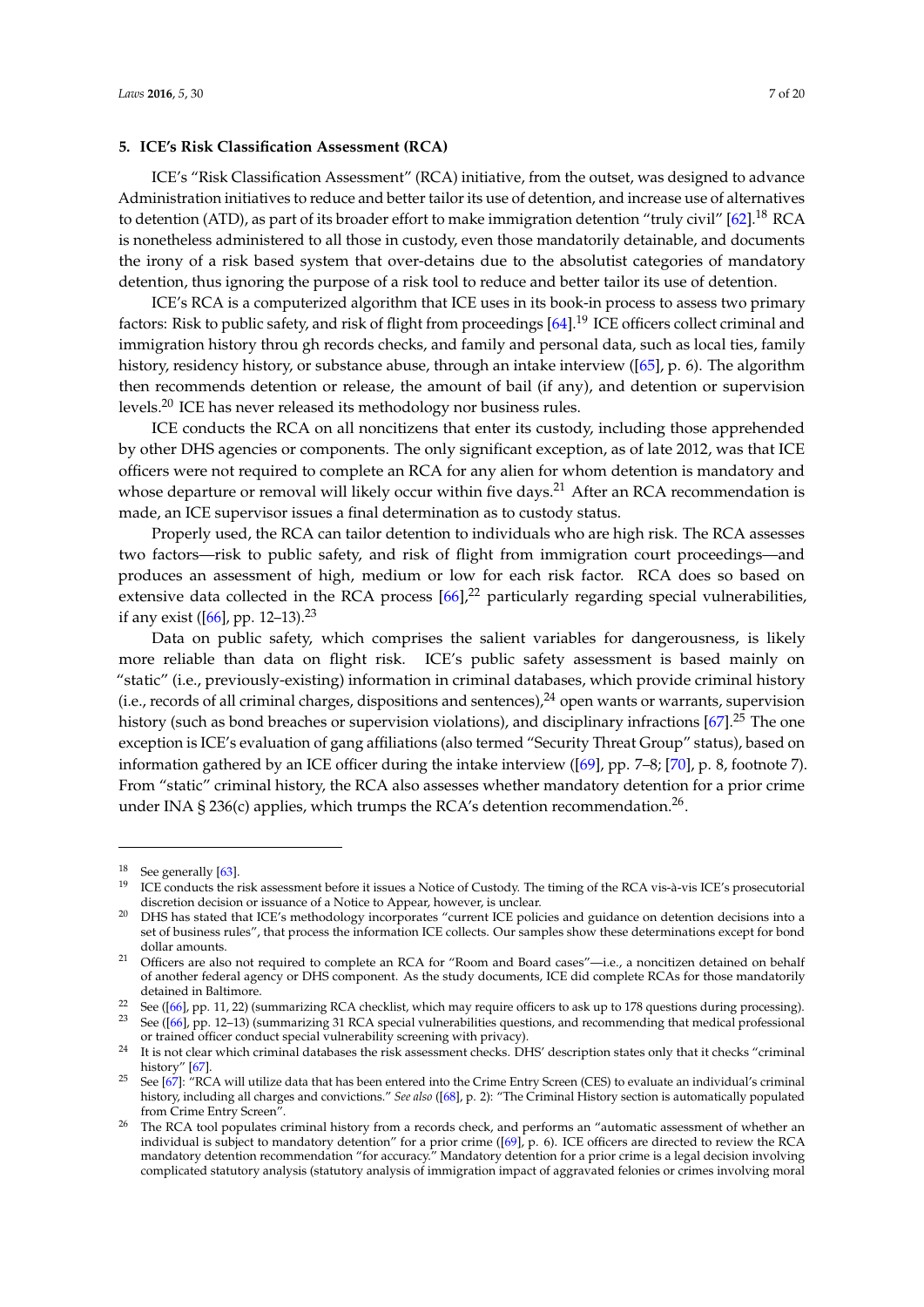## 5. ICE's Risk Classification Assessment (RCA)

ICE's "Risk Classification Assessment" (RCA) initiative, from the outset, was designed to advance Administration initiatives to reduce and better tailor its use of detention, and increase use of alternatives to detention (ATD), as part of its broader effort to make immigration detention "truly civil" [62].[18] RCA is nonetheless administered to all those in custody, even those mandatorily detainable, and documents the irony of a risk based system that over-detains due to the absolutist categories of mandatory detention, thus ignoring the purpose of a risk tool to reduce and better tailor its use of detention.

ICE's RCA is a computerized algorithm that ICE uses in its book-in process to assess two primary factors: Risk to public safety, and risk of flight from proceedings [64].[19] ICE officers collect criminal and immigration history throu gh records checks, and family and personal data, such as local ties, family history, residency history, or substance abuse, through an intake interview ([65], p. 6). The algorithm then recommends detention or release, the amount of bail (if any), and detention or supervision levels.[20] ICE has never released its methodology nor business rules.

ICE conducts the RCA on all noncitizens that enter its custody, including those apprehended by other DHS agencies or components. The only significant exception, as of late 2012, was that ICE officers were not required to complete an RCA for any alien for whom detention is mandatory and whose departure or removal will likely occur within five days.[21] After an RCA recommendation is made, an ICE supervisor issues a final determination as to custody status.

Properly used, the RCA can tailor detention to individuals who are high risk. The RCA assesses two factors—risk to public safety, and risk of flight from immigration court proceedings—and produces an assessment of high, medium or low for each risk factor. RCA does so based on extensive data collected in the RCA process [66],[22] particularly regarding special vulnerabilities, if any exist ([66], pp. 12–13).[23]

Data on public safety, which comprises the salient variables for dangerousness, is likely more reliable than data on flight risk. ICE's public safety assessment is based mainly on "static" (i.e., previously-existing) information in criminal databases, which provide criminal history (i.e., records of all criminal charges, dispositions and sentences),[24] open wants or warrants, supervision history (such as bond breaches or supervision violations), and disciplinary infractions [67].[25] The one exception is ICE's evaluation of gang affiliations (also termed "Security Threat Group" status), based on information gathered by an ICE officer during the intake interview ([69], pp. 7–8; [70], p. 8, footnote 7). From "static" criminal history, the RCA also assesses whether mandatory detention for a prior crime under INA § 236(c) applies, which trumps the RCA's detention recommendation.[26].

---

[18] See generally [63].

[19] ICE conducts the risk assessment before it issues a Notice of Custody. The timing of the RCA vis-à-vis ICE's prosecutorial discretion decision or issuance of a Notice to Appear, however, is unclear.

[20] DHS has stated that ICE's methodology incorporates "current ICE policies and guidance on detention decisions into a set of business rules", that process the information ICE collects. Our samples show these determinations except for bond dollar amounts.

[21] Officers are also not required to complete an RCA for "Room and Board cases"—i.e., a noncitizen detained on behalf of another federal agency or DHS component. As the study documents, ICE did complete RCAs for those mandatorily detained in Baltimore.

[22] See ([66], pp. 11, 22) (summarizing RCA checklist, which may require officers to ask up to 178 questions during processing).

[23] See ([66], pp. 12–13) (summarizing 31 RCA special vulnerabilities questions, and recommending that medical professional or trained officer conduct special vulnerability screening with privacy).

[24] It is not clear which criminal databases the risk assessment checks. DHS' description states only that it checks "criminal history" [67].

[25] See [67]: "RCA will utilize data that has been entered into the Crime Entry Screen (CES) to evaluate an individual's criminal history, including all charges and convictions." *See also* ([68], p. 2): "The Criminal History section is automatically populated from Crime Entry Screen".

[26] The RCA tool populates criminal history from a records check, and performs an "automatic assessment of whether an individual is subject to mandatory detention" for a prior crime ([69], p. 6). ICE officers are directed to review the RCA mandatory detention recommendation "for accuracy." Mandatory detention for a prior crime is a legal decision involving complicated statutory analysis (statutory analysis of immigration impact of aggravated felonies or crimes involving moral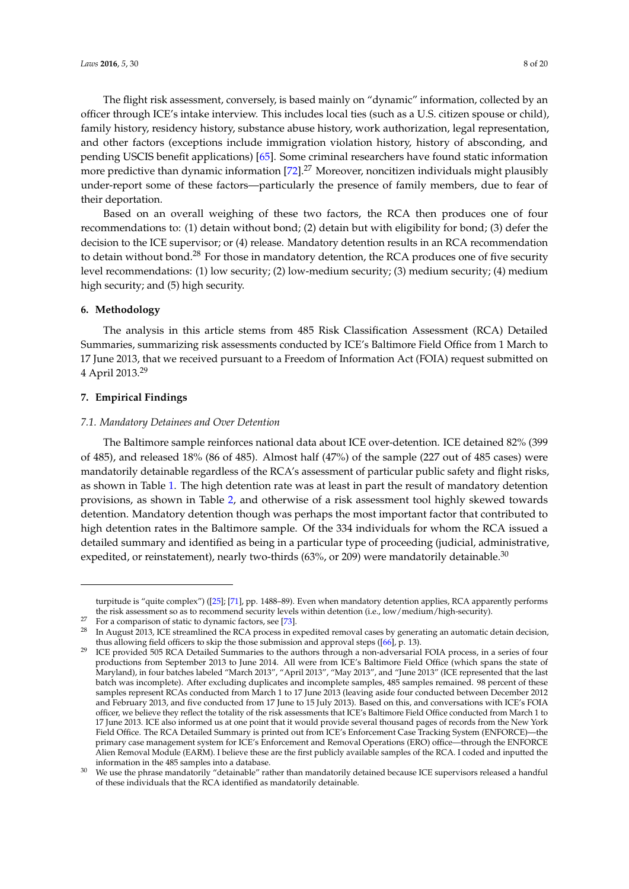The flight risk assessment, conversely, is based mainly on "dynamic" information, collected by an officer through ICE's intake interview. This includes local ties (such as a U.S. citizen spouse or child), family history, residency history, substance abuse history, work authorization, legal representation, and other factors (exceptions include immigration violation history, history of absconding, and pending USCIS benefit applications) [65]. Some criminal researchers have found static information more predictive than dynamic information [72].[27] Moreover, noncitizen individuals might plausibly under-report some of these factors—particularly the presence of family members, due to fear of their deportation.

Based on an overall weighing of these two factors, the RCA then produces one of four recommendations to: (1) detain without bond; (2) detain but with eligibility for bond; (3) defer the decision to the ICE supervisor; or (4) release. Mandatory detention results in an RCA recommendation to detain without bond.[28] For those in mandatory detention, the RCA produces one of five security level recommendations: (1) low security; (2) low-medium security; (3) medium security; (4) medium high security; and (5) high security.

## 6. Methodology

The analysis in this article stems from 485 Risk Classification Assessment (RCA) Detailed Summaries, summarizing risk assessments conducted by ICE's Baltimore Field Office from 1 March to 17 June 2013, that we received pursuant to a Freedom of Information Act (FOIA) request submitted on 4 April 2013.[29]

## 7. Empirical Findings

### *7.1. Mandatory Detainees and Over Detention*

The Baltimore sample reinforces national data about ICE over-detention. ICE detained 82% (399 of 485), and released 18% (86 of 485). Almost half (47%) of the sample (227 out of 485 cases) were mandatorily detainable regardless of the RCA's assessment of particular public safety and flight risks, as shown in Table 1. The high detention rate was at least in part the result of mandatory detention provisions, as shown in Table 2, and otherwise of a risk assessment tool highly skewed towards detention. Mandatory detention though was perhaps the most important factor that contributed to high detention rates in the Baltimore sample. Of the 334 individuals for whom the RCA issued a detailed summary and identified as being in a particular type of proceeding (judicial, administrative, expedited, or reinstatement), nearly two-thirds (63%, or 209) were mandatorily detainable.[30]

---

turpitude is "quite complex") ([25]; [71], pp. 1488–89). Even when mandatory detention applies, RCA apparently performs the risk assessment so as to recommend security levels within detention (i.e., low/medium/high-security).

[27] For a comparison of static to dynamic factors, see [73].

[28] In August 2013, ICE streamlined the RCA process in expedited removal cases by generating an automatic detain decision, thus allowing field officers to skip the those submission and approval steps ([66], p. 13).

[29] ICE provided 505 RCA Detailed Summaries to the authors through a non-adversarial FOIA process, in a series of four productions from September 2013 to June 2014. All were from ICE's Baltimore Field Office (which spans the state of Maryland), in four batches labeled "March 2013", "April 2013", "May 2013", and "June 2013" (ICE represented that the last batch was incomplete). After excluding duplicates and incomplete samples, 485 samples remained. 98 percent of these samples represent RCAs conducted from March 1 to 17 June 2013 (leaving aside four conducted between December 2012 and February 2013, and five conducted from 17 June to 15 July 2013). Based on this, and conversations with ICE's FOIA officer, we believe they reflect the totality of the risk assessments that ICE's Baltimore Field Office conducted from March 1 to 17 June 2013. ICE also informed us at one point that it would provide several thousand pages of records from the New York Field Office. The RCA Detailed Summary is printed out from ICE's Enforcement Case Tracking System (ENFORCE)—the primary case management system for ICE's Enforcement and Removal Operations (ERO) office—through the ENFORCE Alien Removal Module (EARM). I believe these are the first publicly available samples of the RCA. I coded and inputted the information in the 485 samples into a database.

[30] We use the phrase mandatorily "detainable" rather than mandatorily detained because ICE supervisors released a handful of these individuals that the RCA identified as mandatorily detainable.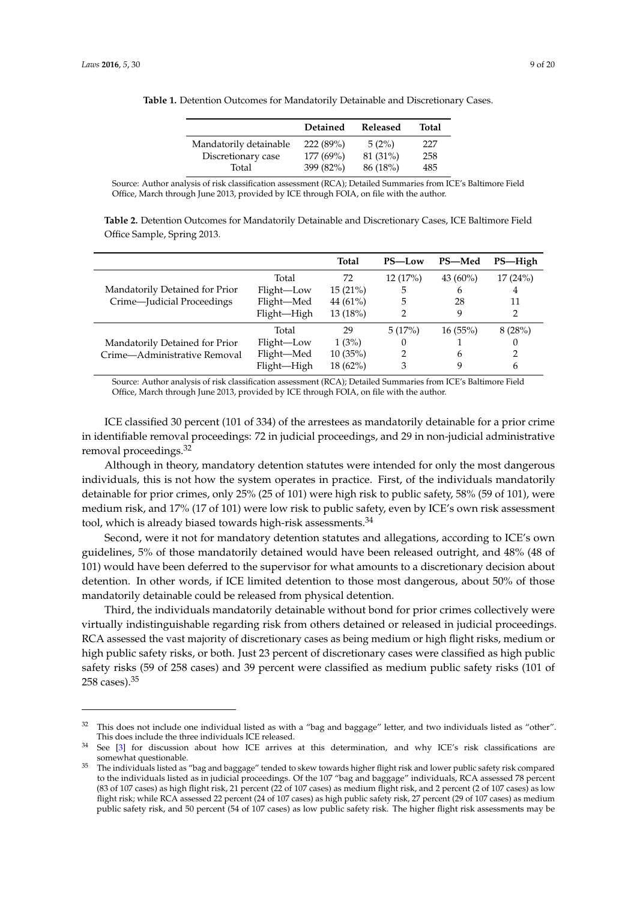**Table 1.** Detention Outcomes for Mandatorily Detainable and Discretionary Cases.

| | Detained | Released | Total |
|---|---|---|---|
| Mandatorily detainable | 222 (89%) | 5 (2%) | 227 |
| Discretionary case | 177 (69%) | 81 (31%) | 258 |
| Total | 399 (82%) | 86 (18%) | 485 |

Source: Author analysis of risk classification assessment (RCA); Detailed Summaries from ICE's Baltimore Field Office, March through June 2013, provided by ICE through FOIA, on file with the author.

**Table 2.** Detention Outcomes for Mandatorily Detainable and Discretionary Cases, ICE Baltimore Field Office Sample, Spring 2013.

| | | Total | PS—Low | PS—Med | PS—High |
|---|---|---|---|---|---|
| Mandatorily Detained for Prior Crime—Judicial Proceedings | Total | 72 | 12 (17%) | 43 (60%) | 17 (24%) |
| | Flight—Low | 15 (21%) | 5 | 6 | 4 |
| | Flight—Med | 44 (61%) | 5 | 28 | 11 |
| | Flight—High | 13 (18%) | 2 | 9 | 2 |
| Mandatorily Detained for Prior Crime—Administrative Removal | Total | 29 | 5 (17%) | 16 (55%) | 8 (28%) |
| | Flight—Low | 1 (3%) | 0 | 1 | 0 |
| | Flight—Med | 10 (35%) | 2 | 6 | 2 |
| | Flight—High | 18 (62%) | 3 | 9 | 6 |

Source: Author analysis of risk classification assessment (RCA); Detailed Summaries from ICE's Baltimore Field Office, March through June 2013, provided by ICE through FOIA, on file with the author.

ICE classified 30 percent (101 of 334) of the arrestees as mandatorily detainable for a prior crime in identifiable removal proceedings: 72 in judicial proceedings, and 29 in non-judicial administrative removal proceedings.[32]

Although in theory, mandatory detention statutes were intended for only the most dangerous individuals, this is not how the system operates in practice. First, of the individuals mandatorily detainable for prior crimes, only 25% (25 of 101) were high risk to public safety, 58% (59 of 101), were medium risk, and 17% (17 of 101) were low risk to public safety, even by ICE's own risk assessment tool, which is already biased towards high-risk assessments.[34]

Second, were it not for mandatory detention statutes and allegations, according to ICE's own guidelines, 5% of those mandatorily detained would have been released outright, and 48% (48 of 101) would have been deferred to the supervisor for what amounts to a discretionary decision about detention. In other words, if ICE limited detention to those most dangerous, about 50% of those mandatorily detainable could be released from physical detention.

Third, the individuals mandatorily detainable without bond for prior crimes collectively were virtually indistinguishable regarding risk from others detained or released in judicial proceedings. RCA assessed the vast majority of discretionary cases as being medium or high flight risks, medium or high public safety risks, or both. Just 23 percent of discretionary cases were classified as high public safety risks (59 of 258 cases) and 39 percent were classified as medium public safety risks (101 of 258 cases).[35]

---

[32] This does not include one individual listed as with a "bag and baggage" letter, and two individuals listed as "other". This does include the three individuals ICE released.

[34] See [3] for discussion about how ICE arrives at this determination, and why ICE's risk classifications are somewhat questionable.

[35] The individuals listed as "bag and baggage" tended to skew towards higher flight risk and lower public safety risk compared to the individuals listed as in judicial proceedings. Of the 107 "bag and baggage" individuals, RCA assessed 78 percent (83 of 107 cases) as high flight risk, 21 percent (22 of 107 cases) as medium flight risk, and 2 percent (2 of 107 cases) as low flight risk; while RCA assessed 22 percent (24 of 107 cases) as high public safety risk, 27 percent (29 of 107 cases) as medium public safety risk, and 50 percent (54 of 107 cases) as low public safety risk. The higher flight risk assessments may be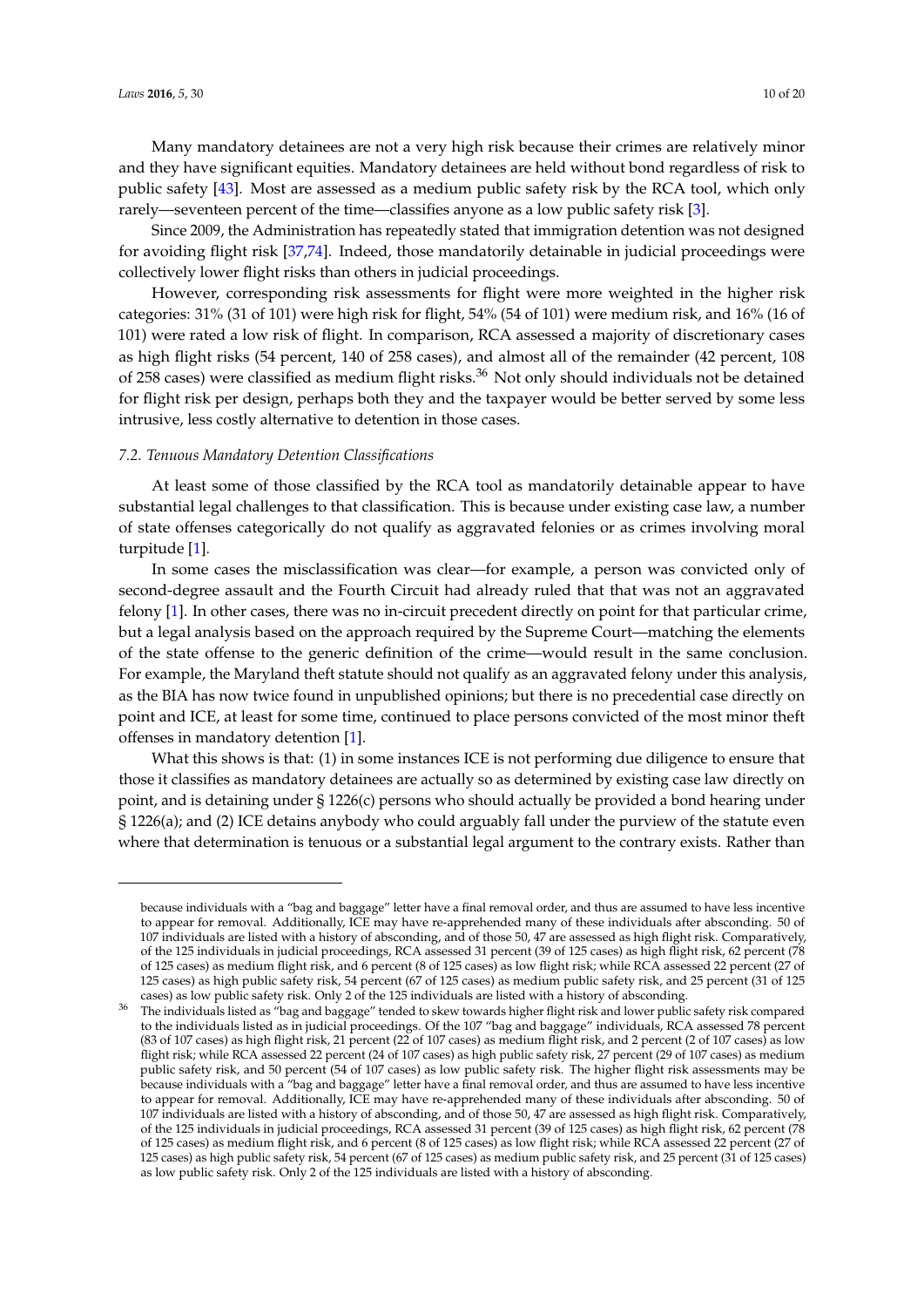Many mandatory detainees are not a very high risk because their crimes are relatively minor and they have significant equities. Mandatory detainees are held without bond regardless of risk to public safety [43]. Most are assessed as a medium public safety risk by the RCA tool, which only rarely—seventeen percent of the time—classifies anyone as a low public safety risk [3].

Since 2009, the Administration has repeatedly stated that immigration detention was not designed for avoiding flight risk [37,74]. Indeed, those mandatorily detainable in judicial proceedings were collectively lower flight risks than others in judicial proceedings.

However, corresponding risk assessments for flight were more weighted in the higher risk categories: 31% (31 of 101) were high risk for flight, 54% (54 of 101) were medium risk, and 16% (16 of 101) were rated a low risk of flight. In comparison, RCA assessed a majority of discretionary cases as high flight risks (54 percent, 140 of 258 cases), and almost all of the remainder (42 percent, 108 of 258 cases) were classified as medium flight risks.[36] Not only should individuals not be detained for flight risk per design, perhaps both they and the taxpayer would be better served by some less intrusive, less costly alternative to detention in those cases.

### *7.2. Tenuous Mandatory Detention Classifications*

At least some of those classified by the RCA tool as mandatorily detainable appear to have substantial legal challenges to that classification. This is because under existing case law, a number of state offenses categorically do not qualify as aggravated felonies or as crimes involving moral turpitude [1].

In some cases the misclassification was clear—for example, a person was convicted only of second-degree assault and the Fourth Circuit had already ruled that that was not an aggravated felony [1]. In other cases, there was no in-circuit precedent directly on point for that particular crime, but a legal analysis based on the approach required by the Supreme Court—matching the elements of the state offense to the generic definition of the crime—would result in the same conclusion. For example, the Maryland theft statute should not qualify as an aggravated felony under this analysis, as the BIA has now twice found in unpublished opinions; but there is no precedential case directly on point and ICE, at least for some time, continued to place persons convicted of the most minor theft offenses in mandatory detention [1].

What this shows is that: (1) in some instances ICE is not performing due diligence to ensure that those it classifies as mandatory detainees are actually so as determined by existing case law directly on point, and is detaining under § 1226(c) persons who should actually be provided a bond hearing under § 1226(a); and (2) ICE detains anybody who could arguably fall under the purview of the statute even where that determination is tenuous or a substantial legal argument to the contrary exists. Rather than

---

because individuals with a "bag and baggage" letter have a final removal order, and thus are assumed to have less incentive to appear for removal. Additionally, ICE may have re-apprehended many of these individuals after absconding. 50 of 107 individuals are listed with a history of absconding, and of those 50, 47 are assessed as high flight risk. Comparatively, of the 125 individuals in judicial proceedings, RCA assessed 31 percent (39 of 125 cases) as high flight risk, 62 percent (78 of 125 cases) as medium flight risk, and 6 percent (8 of 125 cases) as low flight risk; while RCA assessed 22 percent (27 of 125 cases) as high public safety risk, 54 percent (67 of 125 cases) as medium public safety risk, and 25 percent (31 of 125 cases) as low public safety risk. Only 2 of the 125 individuals are listed with a history of absconding.

[36] The individuals listed as "bag and baggage" tended to skew towards higher flight risk and lower public safety risk compared to the individuals listed as in judicial proceedings. Of the 107 "bag and baggage" individuals, RCA assessed 78 percent (83 of 107 cases) as high flight risk, 21 percent (22 of 107 cases) as medium flight risk, and 2 percent (2 of 107 cases) as low flight risk; while RCA assessed 22 percent (24 of 107 cases) as high public safety risk, 27 percent (29 of 107 cases) as medium public safety risk, and 50 percent (54 of 107 cases) as low public safety risk. The higher flight risk assessments may be because individuals with a "bag and baggage" letter have a final removal order, and thus are assumed to have less incentive to appear for removal. Additionally, ICE may have re-apprehended many of these individuals after absconding. 50 of 107 individuals are listed with a history of absconding, and of those 50, 47 are assessed as high flight risk. Comparatively, of the 125 individuals in judicial proceedings, RCA assessed 31 percent (39 of 125 cases) as high flight risk, 62 percent (78 of 125 cases) as medium flight risk, and 6 percent (8 of 125 cases) as low flight risk; while RCA assessed 22 percent (27 of 125 cases) as high public safety risk, 54 percent (67 of 125 cases) as medium public safety risk, and 25 percent (31 of 125 cases) as low public safety risk. Only 2 of the 125 individuals are listed with a history of absconding.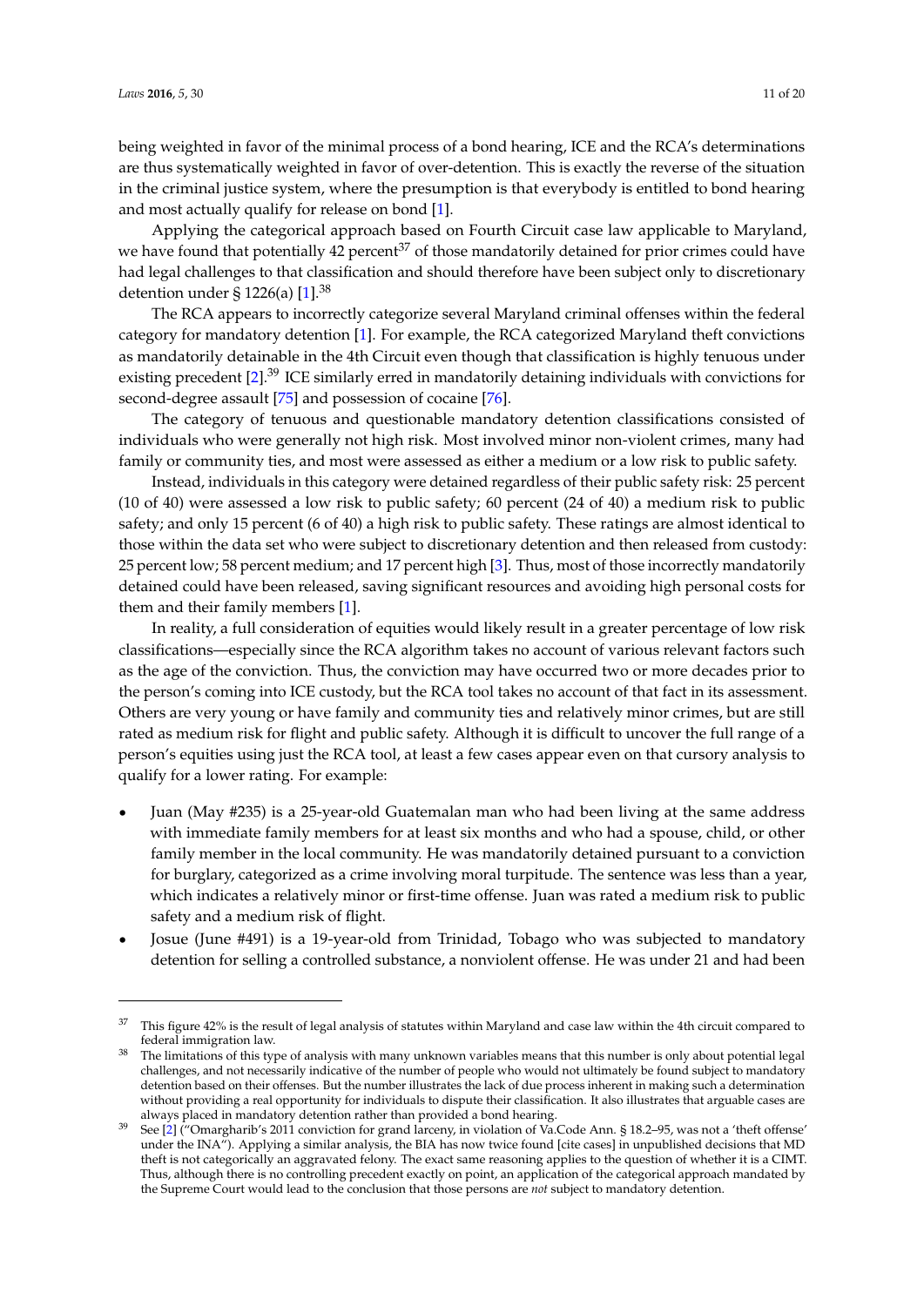being weighted in favor of the minimal process of a bond hearing, ICE and the RCA's determinations are thus systematically weighted in favor of over-detention. This is exactly the reverse of the situation in the criminal justice system, where the presumption is that everybody is entitled to bond hearing and most actually qualify for release on bond [1].

Applying the categorical approach based on Fourth Circuit case law applicable to Maryland, we have found that potentially 42 percent[37] of those mandatorily detained for prior crimes could have had legal challenges to that classification and should therefore have been subject only to discretionary detention under § 1226(a) [1].[38]

The RCA appears to incorrectly categorize several Maryland criminal offenses within the federal category for mandatory detention [1]. For example, the RCA categorized Maryland theft convictions as mandatorily detainable in the 4th Circuit even though that classification is highly tenuous under existing precedent [2].[39] ICE similarly erred in mandatorily detaining individuals with convictions for second-degree assault [75] and possession of cocaine [76].

The category of tenuous and questionable mandatory detention classifications consisted of individuals who were generally not high risk. Most involved minor non-violent crimes, many had family or community ties, and most were assessed as either a medium or a low risk to public safety.

Instead, individuals in this category were detained regardless of their public safety risk: 25 percent (10 of 40) were assessed a low risk to public safety; 60 percent (24 of 40) a medium risk to public safety; and only 15 percent (6 of 40) a high risk to public safety. These ratings are almost identical to those within the data set who were subject to discretionary detention and then released from custody: 25 percent low; 58 percent medium; and 17 percent high [3]. Thus, most of those incorrectly mandatorily detained could have been released, saving significant resources and avoiding high personal costs for them and their family members [1].

In reality, a full consideration of equities would likely result in a greater percentage of low risk classifications—especially since the RCA algorithm takes no account of various relevant factors such as the age of the conviction. Thus, the conviction may have occurred two or more decades prior to the person's coming into ICE custody, but the RCA tool takes no account of that fact in its assessment. Others are very young or have family and community ties and relatively minor crimes, but are still rated as medium risk for flight and public safety. Although it is difficult to uncover the full range of a person's equities using just the RCA tool, at least a few cases appear even on that cursory analysis to qualify for a lower rating. For example:

- Juan (May #235) is a 25-year-old Guatemalan man who had been living at the same address with immediate family members for at least six months and who had a spouse, child, or other family member in the local community. He was mandatorily detained pursuant to a conviction for burglary, categorized as a crime involving moral turpitude. The sentence was less than a year, which indicates a relatively minor or first-time offense. Juan was rated a medium risk to public safety and a medium risk of flight.
- Josue (June #491) is a 19-year-old from Trinidad, Tobago who was subjected to mandatory detention for selling a controlled substance, a nonviolent offense. He was under 21 and had been

[37] This figure 42% is the result of legal analysis of statutes within Maryland and case law within the 4th circuit compared to federal immigration law.

[38] The limitations of this type of analysis with many unknown variables means that this number is only about potential legal challenges, and not necessarily indicative of the number of people who would not ultimately be found subject to mandatory detention based on their offenses. But the number illustrates the lack of due process inherent in making such a determination without providing a real opportunity for individuals to dispute their classification. It also illustrates that arguable cases are always placed in mandatory detention rather than provided a bond hearing.

[39] See [2] ("Omargharib's 2011 conviction for grand larceny, in violation of Va.Code Ann. § 18.2–95, was not a 'theft offense' under the INA"). Applying a similar analysis, the BIA has now twice found [cite cases] in unpublished decisions that MD theft is not categorically an aggravated felony. The exact same reasoning applies to the question of whether it is a CIMT. Thus, although there is no controlling precedent exactly on point, an application of the categorical approach mandated by the Supreme Court would lead to the conclusion that those persons are *not* subject to mandatory detention.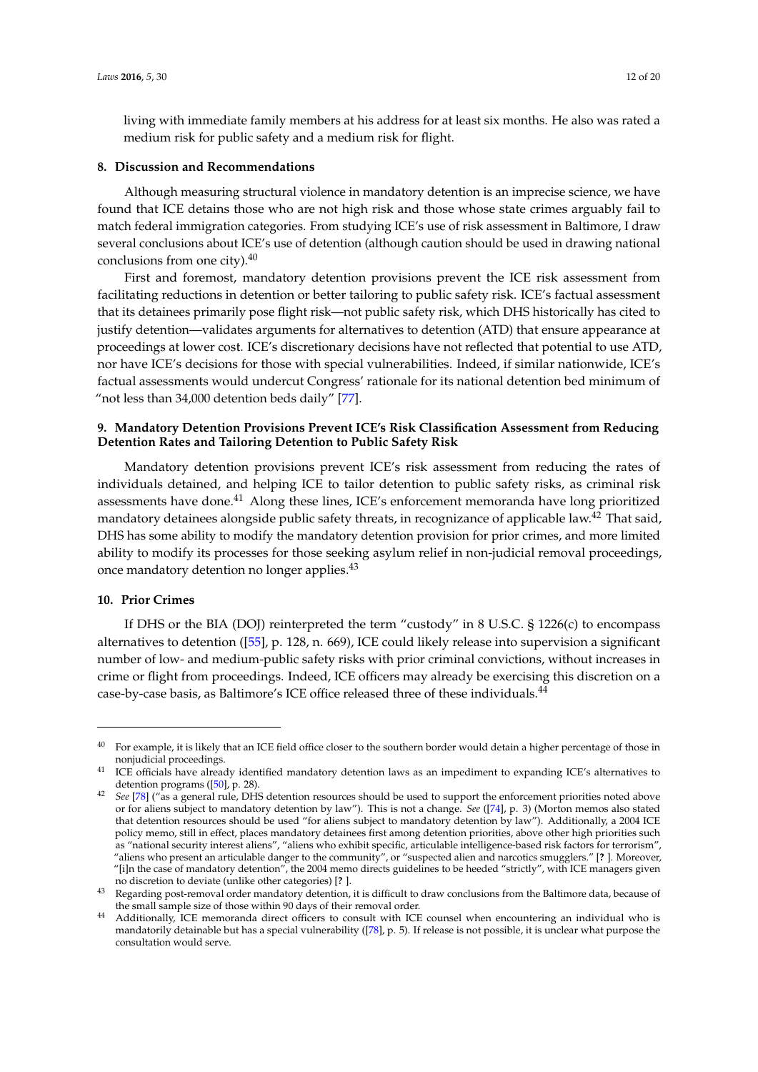living with immediate family members at his address for at least six months. He also was rated a medium risk for public safety and a medium risk for flight.

## 8. Discussion and Recommendations

Although measuring structural violence in mandatory detention is an imprecise science, we have found that ICE detains those who are not high risk and those whose state crimes arguably fail to match federal immigration categories. From studying ICE's use of risk assessment in Baltimore, I draw several conclusions about ICE's use of detention (although caution should be used in drawing national conclusions from one city).[40]

First and foremost, mandatory detention provisions prevent the ICE risk assessment from facilitating reductions in detention or better tailoring to public safety risk. ICE's factual assessment that its detainees primarily pose flight risk—not public safety risk, which DHS historically has cited to justify detention—validates arguments for alternatives to detention (ATD) that ensure appearance at proceedings at lower cost. ICE's discretionary decisions have not reflected that potential to use ATD, nor have ICE's decisions for those with special vulnerabilities. Indeed, if similar nationwide, ICE's factual assessments would undercut Congress' rationale for its national detention bed minimum of "not less than 34,000 detention beds daily" [77].

## 9. Mandatory Detention Provisions Prevent ICE's Risk Classification Assessment from Reducing Detention Rates and Tailoring Detention to Public Safety Risk

Mandatory detention provisions prevent ICE's risk assessment from reducing the rates of individuals detained, and helping ICE to tailor detention to public safety risks, as criminal risk assessments have done.[41] Along these lines, ICE's enforcement memoranda have long prioritized mandatory detainees alongside public safety threats, in recognizance of applicable law.[42] That said, DHS has some ability to modify the mandatory detention provision for prior crimes, and more limited ability to modify its processes for those seeking asylum relief in non-judicial removal proceedings, once mandatory detention no longer applies.[43]

## 10. Prior Crimes

If DHS or the BIA (DOJ) reinterpreted the term "custody" in 8 U.S.C. § 1226(c) to encompass alternatives to detention ([55], p. 128, n. 669), ICE could likely release into supervision a significant number of low- and medium-public safety risks with prior criminal convictions, without increases in crime or flight from proceedings. Indeed, ICE officers may already be exercising this discretion on a case-by-case basis, as Baltimore's ICE office released three of these individuals.[44]

---

[40] For example, it is likely that an ICE field office closer to the southern border would detain a higher percentage of those in nonjudicial proceedings.

[41] ICE officials have already identified mandatory detention laws as an impediment to expanding ICE's alternatives to detention programs ([50], p. 28).

[42] *See* [78] ("as a general rule, DHS detention resources should be used to support the enforcement priorities noted above or for aliens subject to mandatory detention by law"). This is not a change. *See* ([74], p. 3) (Morton memos also stated that detention resources should be used "for aliens subject to mandatory detention by law"). Additionally, a 2004 ICE policy memo, still in effect, places mandatory detainees first among detention priorities, above other high priorities such as "national security interest aliens", "aliens who exhibit specific, articulable intelligence-based risk factors for terrorism", "aliens who present an articulable danger to the community", or "suspected alien and narcotics smugglers." [**?** ]. Moreover, "[i]n the case of mandatory detention", the 2004 memo directs guidelines to be heeded "strictly", with ICE managers given no discretion to deviate (unlike other categories) [**?** ].

[43] Regarding post-removal order mandatory detention, it is difficult to draw conclusions from the Baltimore data, because of the small sample size of those within 90 days of their removal order.

[44] Additionally, ICE memoranda direct officers to consult with ICE counsel when encountering an individual who is mandatorily detainable but has a special vulnerability ([78], p. 5). If release is not possible, it is unclear what purpose the consultation would serve.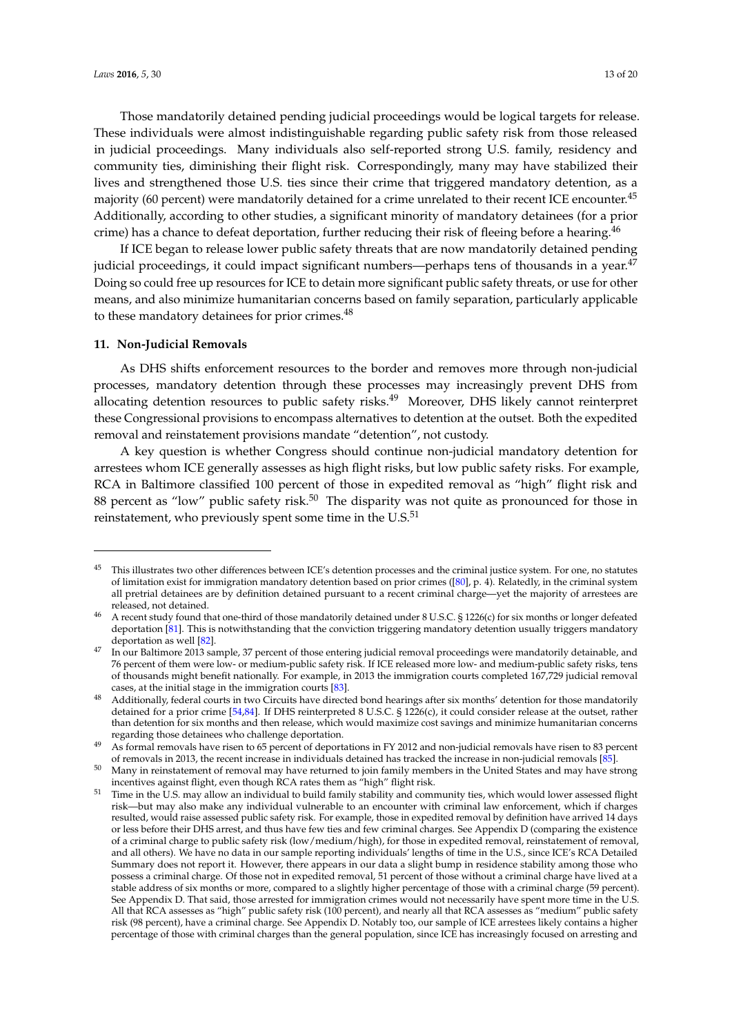Those mandatorily detained pending judicial proceedings would be logical targets for release. These individuals were almost indistinguishable regarding public safety risk from those released in judicial proceedings. Many individuals also self-reported strong U.S. family, residency and community ties, diminishing their flight risk. Correspondingly, many may have stabilized their lives and strengthened those U.S. ties since their crime that triggered mandatory detention, as a majority (60 percent) were mandatorily detained for a crime unrelated to their recent ICE encounter.[45] Additionally, according to other studies, a significant minority of mandatory detainees (for a prior crime) has a chance to defeat deportation, further reducing their risk of fleeing before a hearing.[46]

If ICE began to release lower public safety threats that are now mandatorily detained pending judicial proceedings, it could impact significant numbers—perhaps tens of thousands in a year.[47] Doing so could free up resources for ICE to detain more significant public safety threats, or use for other means, and also minimize humanitarian concerns based on family separation, particularly applicable to these mandatory detainees for prior crimes.[48]

### 11. Non-Judicial Removals

As DHS shifts enforcement resources to the border and removes more through non-judicial processes, mandatory detention through these processes may increasingly prevent DHS from allocating detention resources to public safety risks.[49] Moreover, DHS likely cannot reinterpret these Congressional provisions to encompass alternatives to detention at the outset. Both the expedited removal and reinstatement provisions mandate "detention", not custody.

A key question is whether Congress should continue non-judicial mandatory detention for arrestees whom ICE generally assesses as high flight risks, but low public safety risks. For example, RCA in Baltimore classified 100 percent of those in expedited removal as "high" flight risk and 88 percent as "low" public safety risk.[50] The disparity was not quite as pronounced for those in reinstatement, who previously spent some time in the U.S.[51]

---

[45] This illustrates two other differences between ICE's detention processes and the criminal justice system. For one, no statutes of limitation exist for immigration mandatory detention based on prior crimes ([80], p. 4). Relatedly, in the criminal system all pretrial detainees are by definition detained pursuant to a recent criminal charge—yet the majority of arrestees are released, not detained.

[46] A recent study found that one-third of those mandatorily detained under 8 U.S.C. § 1226(c) for six months or longer defeated deportation [81]. This is notwithstanding that the conviction triggering mandatory detention usually triggers mandatory deportation as well [82].

[47] In our Baltimore 2013 sample, 37 percent of those entering judicial removal proceedings were mandatorily detainable, and 76 percent of them were low- or medium-public safety risk. If ICE released more low- and medium-public safety risks, tens of thousands might benefit nationally. For example, in 2013 the immigration courts completed 167,729 judicial removal cases, at the initial stage in the immigration courts [83].

[48] Additionally, federal courts in two Circuits have directed bond hearings after six months' detention for those mandatorily detained for a prior crime [54,84]. If DHS reinterpreted 8 U.S.C. § 1226(c), it could consider release at the outset, rather than detention for six months and then release, which would maximize cost savings and minimize humanitarian concerns regarding those detainees who challenge deportation.

[49] As formal removals have risen to 65 percent of deportations in FY 2012 and non-judicial removals have risen to 83 percent of removals in 2013, the recent increase in individuals detained has tracked the increase in non-judicial removals [85].

[50] Many in reinstatement of removal may have returned to join family members in the United States and may have strong incentives against flight, even though RCA rates them as "high" flight risk.

[51] Time in the U.S. may allow an individual to build family stability and community ties, which would lower assessed flight risk—but may also make any individual vulnerable to an encounter with criminal law enforcement, which if charges resulted, would raise assessed public safety risk. For example, those in expedited removal by definition have arrived 14 days or less before their DHS arrest, and thus have few ties and few criminal charges. See Appendix D (comparing the existence of a criminal charge to public safety risk (low/medium/high), for those in expedited removal, reinstatement of removal, and all others). We have no data in our sample reporting individuals' lengths of time in the U.S., since ICE's RCA Detailed Summary does not report it. However, there appears in our data a slight bump in residence stability among those who possess a criminal charge. Of those not in expedited removal, 51 percent of those without a criminal charge have lived at a stable address of six months or more, compared to a slightly higher percentage of those with a criminal charge (59 percent). See Appendix D. That said, those arrested for immigration crimes would not necessarily have spent more time in the U.S. All that RCA assesses as "high" public safety risk (100 percent), and nearly all that RCA assesses as "medium" public safety risk (98 percent), have a criminal charge. See Appendix D. Notably too, our sample of ICE arrestees likely contains a higher percentage of those with criminal charges than the general population, since ICE has increasingly focused on arresting and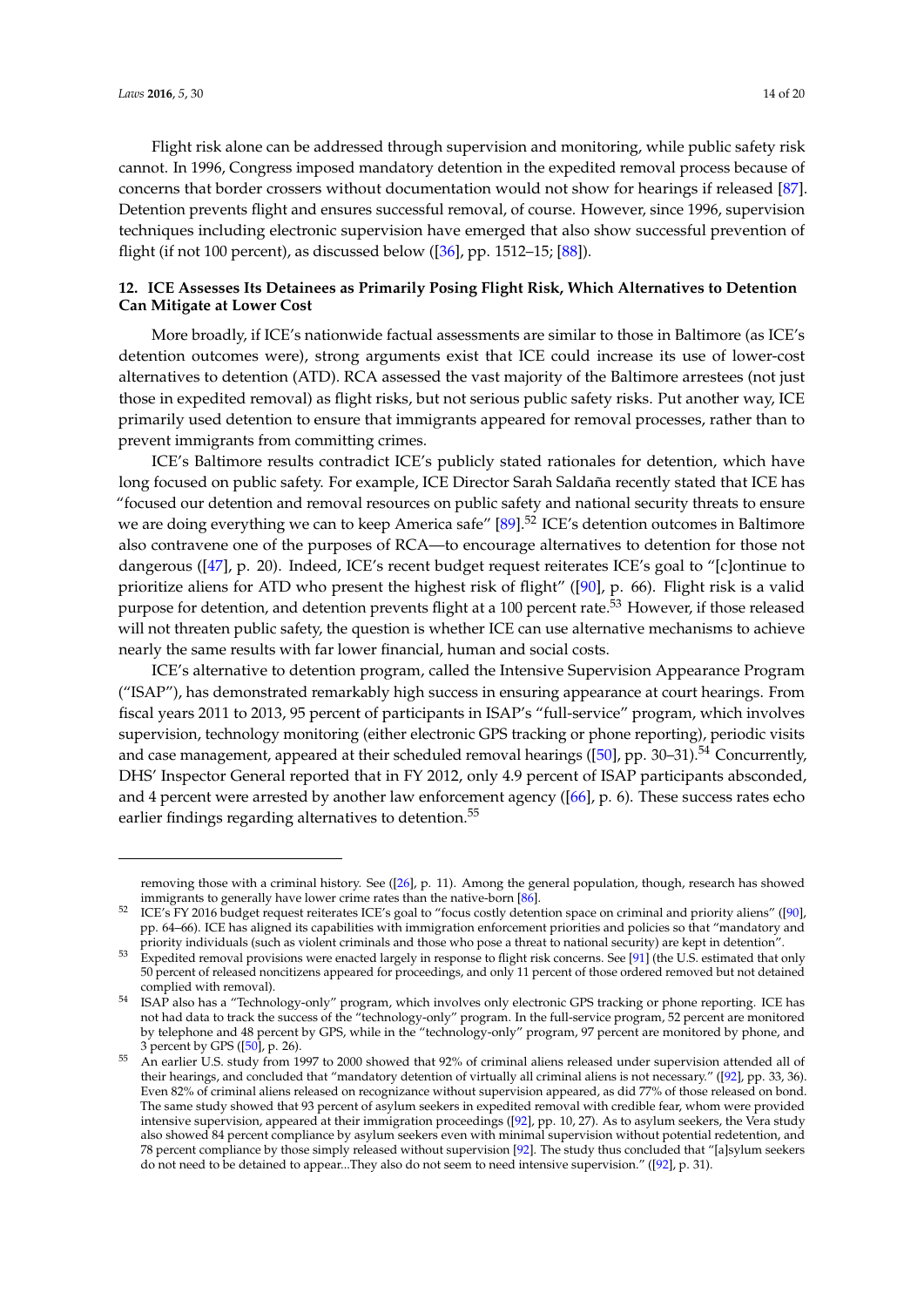Flight risk alone can be addressed through supervision and monitoring, while public safety risk cannot. In 1996, Congress imposed mandatory detention in the expedited removal process because of concerns that border crossers without documentation would not show for hearings if released [87]. Detention prevents flight and ensures successful removal, of course. However, since 1996, supervision techniques including electronic supervision have emerged that also show successful prevention of flight (if not 100 percent), as discussed below ([36], pp. 1512–15; [88]).

## 12. ICE Assesses Its Detainees as Primarily Posing Flight Risk, Which Alternatives to Detention Can Mitigate at Lower Cost

More broadly, if ICE's nationwide factual assessments are similar to those in Baltimore (as ICE's detention outcomes were), strong arguments exist that ICE could increase its use of lower-cost alternatives to detention (ATD). RCA assessed the vast majority of the Baltimore arrestees (not just those in expedited removal) as flight risks, but not serious public safety risks. Put another way, ICE primarily used detention to ensure that immigrants appeared for removal processes, rather than to prevent immigrants from committing crimes.

ICE's Baltimore results contradict ICE's publicly stated rationales for detention, which have long focused on public safety. For example, ICE Director Sarah Saldaña recently stated that ICE has "focused our detention and removal resources on public safety and national security threats to ensure we are doing everything we can to keep America safe" [89].[52] ICE's detention outcomes in Baltimore also contravene one of the purposes of RCA—to encourage alternatives to detention for those not dangerous ([47], p. 20). Indeed, ICE's recent budget request reiterates ICE's goal to "[c]ontinue to prioritize aliens for ATD who present the highest risk of flight" ([90], p. 66). Flight risk is a valid purpose for detention, and detention prevents flight at a 100 percent rate.[53] However, if those released will not threaten public safety, the question is whether ICE can use alternative mechanisms to achieve nearly the same results with far lower financial, human and social costs.

ICE's alternative to detention program, called the Intensive Supervision Appearance Program ("ISAP"), has demonstrated remarkably high success in ensuring appearance at court hearings. From fiscal years 2011 to 2013, 95 percent of participants in ISAP's "full-service" program, which involves supervision, technology monitoring (either electronic GPS tracking or phone reporting), periodic visits and case management, appeared at their scheduled removal hearings ([50], pp. 30–31).[54] Concurrently, DHS' Inspector General reported that in FY 2012, only 4.9 percent of ISAP participants absconded, and 4 percent were arrested by another law enforcement agency ([66], p. 6). These success rates echo earlier findings regarding alternatives to detention.[55]

---

removing those with a criminal history. See ([26], p. 11). Among the general population, though, research has showed immigrants to generally have lower crime rates than the native-born [86].

[52] ICE's FY 2016 budget request reiterates ICE's goal to "focus costly detention space on criminal and priority aliens" ([90], pp. 64–66). ICE has aligned its capabilities with immigration enforcement priorities and policies so that "mandatory and priority individuals (such as violent criminals and those who pose a threat to national security) are kept in detention".

[53] Expedited removal provisions were enacted largely in response to flight risk concerns. See [91] (the U.S. estimated that only 50 percent of released noncitizens appeared for proceedings, and only 11 percent of those ordered removed but not detained complied with removal).

[54] ISAP also has a "Technology-only" program, which involves only electronic GPS tracking or phone reporting. ICE has not had data to track the success of the "technology-only" program. In the full-service program, 52 percent are monitored by telephone and 48 percent by GPS, while in the "technology-only" program, 97 percent are monitored by phone, and 3 percent by GPS ([50], p. 26).

[55] An earlier U.S. study from 1997 to 2000 showed that 92% of criminal aliens released under supervision attended all of their hearings, and concluded that "mandatory detention of virtually all criminal aliens is not necessary." ([92], pp. 33, 36). Even 82% of criminal aliens released on recognizance without supervision appeared, as did 77% of those released on bond. The same study showed that 93 percent of asylum seekers in expedited removal with credible fear, whom were provided intensive supervision, appeared at their immigration proceedings ([92], pp. 10, 27). As to asylum seekers, the Vera study also showed 84 percent compliance by asylum seekers even with minimal supervision without potential redetention, and 78 percent compliance by those simply released without supervision [92]. The study thus concluded that "[a]sylum seekers do not need to be detained to appear...They also do not seem to need intensive supervision." ([92], p. 31).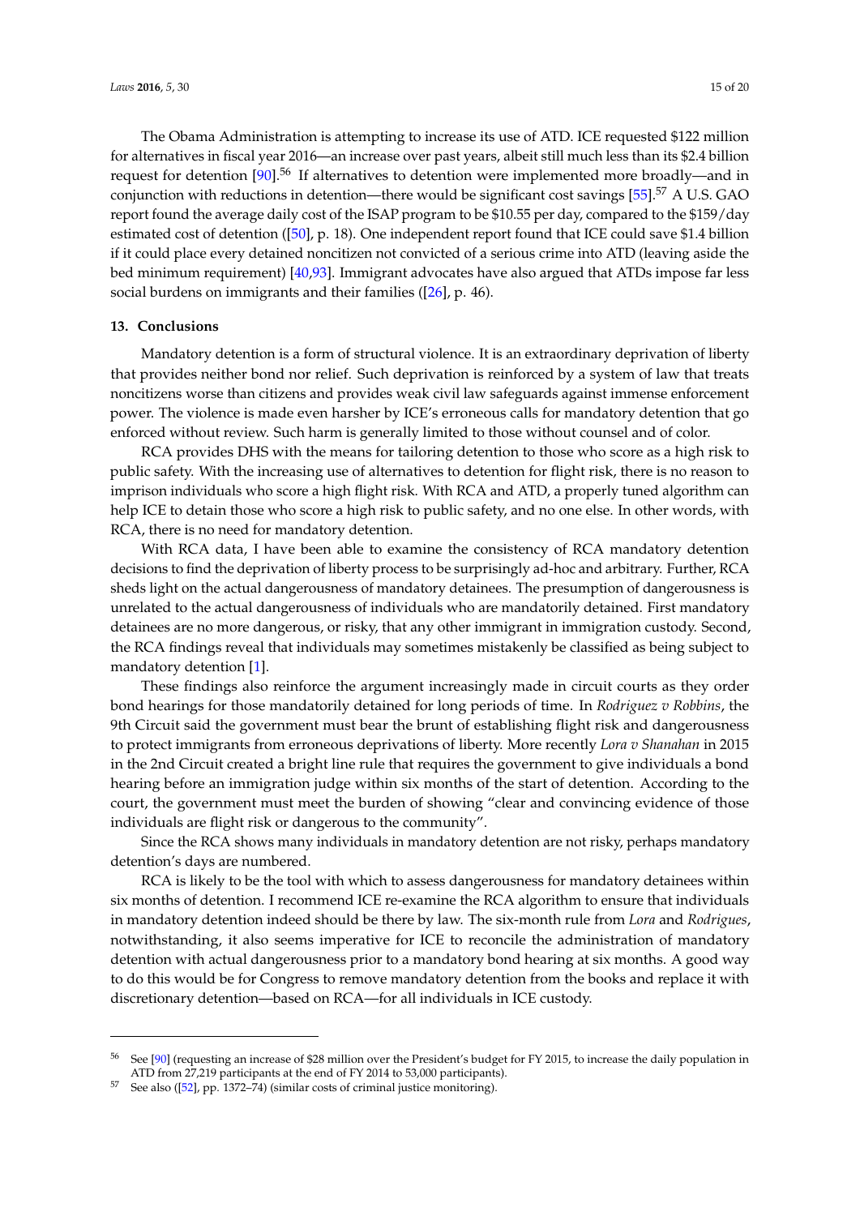The Obama Administration is attempting to increase its use of ATD. ICE requested $122 million for alternatives in fiscal year 2016—an increase over past years, albeit still much less than its $2.4 billion request for detention [90].[56] If alternatives to detention were implemented more broadly—and in conjunction with reductions in detention—there would be significant cost savings [55].[57] A U.S. GAO report found the average daily cost of the ISAP program to be $10.55 per day, compared to the $159/day estimated cost of detention ([50], p. 18). One independent report found that ICE could save $1.4 billion if it could place every detained noncitizen not convicted of a serious crime into ATD (leaving aside the bed minimum requirement) [40,93]. Immigrant advocates have also argued that ATDs impose far less social burdens on immigrants and their families ([26], p. 46).

## 13. Conclusions

Mandatory detention is a form of structural violence. It is an extraordinary deprivation of liberty that provides neither bond nor relief. Such deprivation is reinforced by a system of law that treats noncitizens worse than citizens and provides weak civil law safeguards against immense enforcement power. The violence is made even harsher by ICE's erroneous calls for mandatory detention that go enforced without review. Such harm is generally limited to those without counsel and of color.

RCA provides DHS with the means for tailoring detention to those who score as a high risk to public safety. With the increasing use of alternatives to detention for flight risk, there is no reason to imprison individuals who score a high flight risk. With RCA and ATD, a properly tuned algorithm can help ICE to detain those who score a high risk to public safety, and no one else. In other words, with RCA, there is no need for mandatory detention.

With RCA data, I have been able to examine the consistency of RCA mandatory detention decisions to find the deprivation of liberty process to be surprisingly ad-hoc and arbitrary. Further, RCA sheds light on the actual dangerousness of mandatory detainees. The presumption of dangerousness is unrelated to the actual dangerousness of individuals who are mandatorily detained. First mandatory detainees are no more dangerous, or risky, that any other immigrant in immigration custody. Second, the RCA findings reveal that individuals may sometimes mistakenly be classified as being subject to mandatory detention [1].

These findings also reinforce the argument increasingly made in circuit courts as they order bond hearings for those mandatorily detained for long periods of time. In *Rodriguez v Robbins*, the 9th Circuit said the government must bear the brunt of establishing flight risk and dangerousness to protect immigrants from erroneous deprivations of liberty. More recently *Lora v Shanahan* in 2015 in the 2nd Circuit created a bright line rule that requires the government to give individuals a bond hearing before an immigration judge within six months of the start of detention. According to the court, the government must meet the burden of showing "clear and convincing evidence of those individuals are flight risk or dangerous to the community".

Since the RCA shows many individuals in mandatory detention are not risky, perhaps mandatory detention's days are numbered.

RCA is likely to be the tool with which to assess dangerousness for mandatory detainees within six months of detention. I recommend ICE re-examine the RCA algorithm to ensure that individuals in mandatory detention indeed should be there by law. The six-month rule from *Lora* and *Rodrigues*, notwithstanding, it also seems imperative for ICE to reconcile the administration of mandatory detention with actual dangerousness prior to a mandatory bond hearing at six months. A good way to do this would be for Congress to remove mandatory detention from the books and replace it with discretionary detention—based on RCA—for all individuals in ICE custody.

---

[56] See [90] (requesting an increase of $28 million over the President's budget for FY 2015, to increase the daily population in ATD from 27,219 participants at the end of FY 2014 to 53,000 participants).

[57] See also ([52], pp. 1372–74) (similar costs of criminal justice monitoring).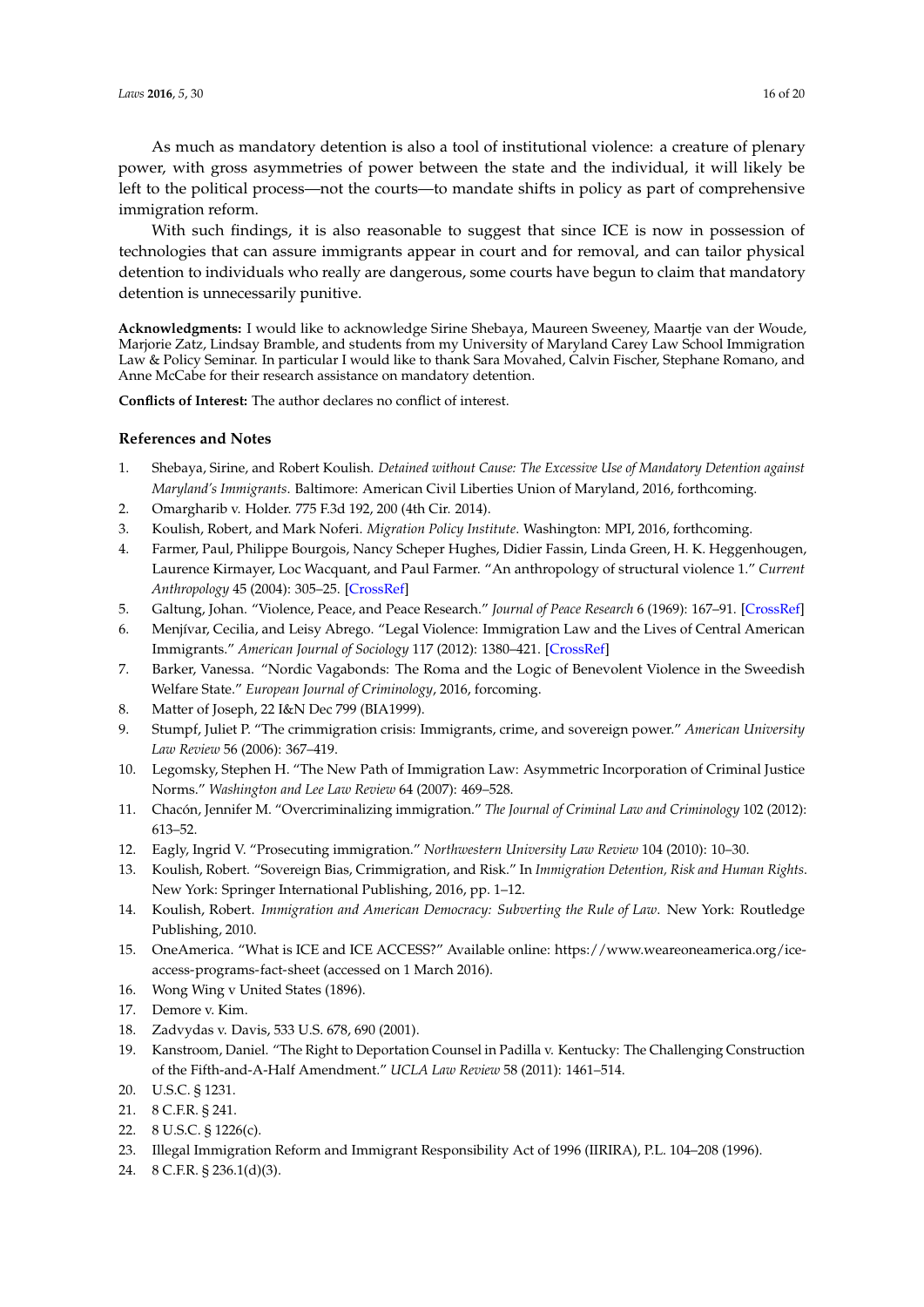As much as mandatory detention is also a tool of institutional violence: a creature of plenary power, with gross asymmetries of power between the state and the individual, it will likely be left to the political process—not the courts—to mandate shifts in policy as part of comprehensive immigration reform.

With such findings, it is also reasonable to suggest that since ICE is now in possession of technologies that can assure immigrants appear in court and for removal, and can tailor physical detention to individuals who really are dangerous, some courts have begun to claim that mandatory detention is unnecessarily punitive.

**Acknowledgments:** I would like to acknowledge Sirine Shebaya, Maureen Sweeney, Maartje van der Woude, Marjorie Zatz, Lindsay Bramble, and students from my University of Maryland Carey Law School Immigration Law & Policy Seminar. In particular I would like to thank Sara Movahed, Calvin Fischer, Stephane Romano, and Anne McCabe for their research assistance on mandatory detention.

**Conflicts of Interest:** The author declares no conflict of interest.

### References and Notes

1. Shebaya, Sirine, and Robert Koulish. *Detained without Cause: The Excessive Use of Mandatory Detention against Maryland's Immigrants*. Baltimore: American Civil Liberties Union of Maryland, 2016, forthcoming.
2. Omargharib v. Holder. 775 F.3d 192, 200 (4th Cir. 2014).
3. Koulish, Robert, and Mark Noferi. *Migration Policy Institute*. Washington: MPI, 2016, forthcoming.
4. Farmer, Paul, Philippe Bourgois, Nancy Scheper Hughes, Didier Fassin, Linda Green, H. K. Heggenhougen, Laurence Kirmayer, Loc Wacquant, and Paul Farmer. "An anthropology of structural violence 1." *Current Anthropology* 45 (2004): 305–25. [CrossRef]
5. Galtung, Johan. "Violence, Peace, and Peace Research." *Journal of Peace Research* 6 (1969): 167–91. [CrossRef]
6. Menjívar, Cecilia, and Leisy Abrego. "Legal Violence: Immigration Law and the Lives of Central American Immigrants." *American Journal of Sociology* 117 (2012): 1380–421. [CrossRef]
7. Barker, Vanessa. "Nordic Vagabonds: The Roma and the Logic of Benevolent Violence in the Sweedish Welfare State." *European Journal of Criminology*, 2016, forcoming.
8. Matter of Joseph, 22 I&N Dec 799 (BIA1999).
9. Stumpf, Juliet P. "The crimmigration crisis: Immigrants, crime, and sovereign power." *American University Law Review* 56 (2006): 367–419.
10. Legomsky, Stephen H. "The New Path of Immigration Law: Asymmetric Incorporation of Criminal Justice Norms." *Washington and Lee Law Review* 64 (2007): 469–528.
11. Chacón, Jennifer M. "Overcriminalizing immigration." *The Journal of Criminal Law and Criminology* 102 (2012): 613–52.
12. Eagly, Ingrid V. "Prosecuting immigration." *Northwestern University Law Review* 104 (2010): 10–30.
13. Koulish, Robert. "Sovereign Bias, Crimmigration, and Risk." In *Immigration Detention, Risk and Human Rights*. New York: Springer International Publishing, 2016, pp. 1–12.
14. Koulish, Robert. *Immigration and American Democracy: Subverting the Rule of Law*. New York: Routledge Publishing, 2010.
15. OneAmerica. "What is ICE and ICE ACCESS?" Available online: https://www.weareoneamerica.org/ice-access-programs-fact-sheet (accessed on 1 March 2016).
16. Wong Wing v United States (1896).
17. Demore v. Kim.
18. Zadvydas v. Davis, 533 U.S. 678, 690 (2001).
19. Kanstroom, Daniel. "The Right to Deportation Counsel in Padilla v. Kentucky: The Challenging Construction of the Fifth-and-A-Half Amendment." *UCLA Law Review* 58 (2011): 1461–514.
20. U.S.C. § 1231.
21. 8 C.F.R. § 241.
22. 8 U.S.C. § 1226(c).
23. Illegal Immigration Reform and Immigrant Responsibility Act of 1996 (IIRIRA), P.L. 104–208 (1996).
24. 8 C.F.R. § 236.1(d)(3).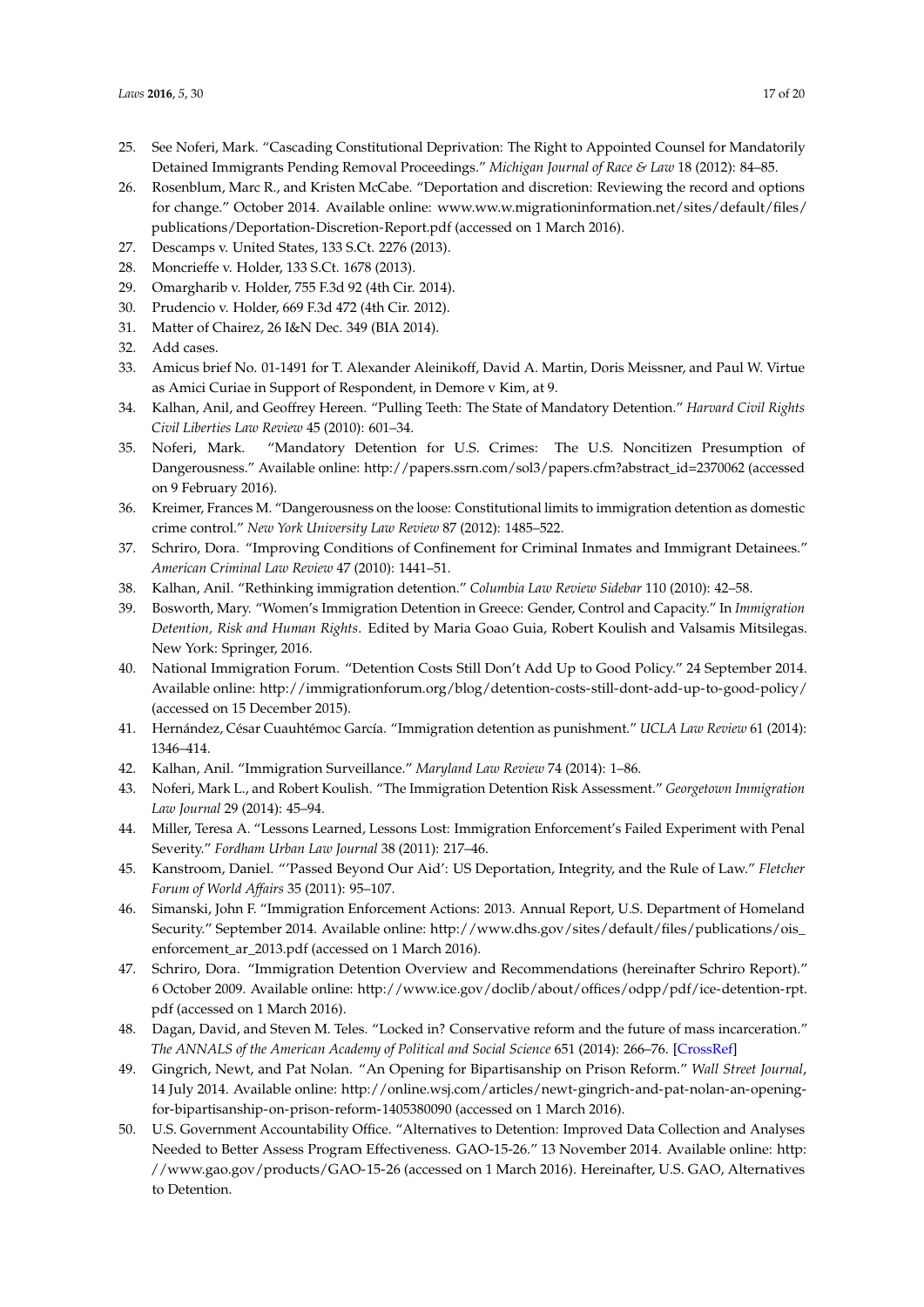25. See Noferi, Mark. "Cascading Constitutional Deprivation: The Right to Appointed Counsel for Mandatorily Detained Immigrants Pending Removal Proceedings." *Michigan Journal of Race & Law* 18 (2012): 84–85.
26. Rosenblum, Marc R., and Kristen McCabe. "Deportation and discretion: Reviewing the record and options for change." October 2014. Available online: www.ww.w.migrationinformation.net/sites/default/files/publications/Deportation-Discretion-Report.pdf (accessed on 1 March 2016).
27. Descamps v. United States, 133 S.Ct. 2276 (2013).
28. Moncrieffe v. Holder, 133 S.Ct. 1678 (2013).
29. Omargharib v. Holder, 755 F.3d 92 (4th Cir. 2014).
30. Prudencio v. Holder, 669 F.3d 472 (4th Cir. 2012).
31. Matter of Chairez, 26 I&N Dec. 349 (BIA 2014).
32. Add cases.
33. Amicus brief No. 01-1491 for T. Alexander Aleinikoff, David A. Martin, Doris Meissner, and Paul W. Virtue as Amici Curiae in Support of Respondent, in Demore v Kim, at 9.
34. Kalhan, Anil, and Geoffrey Hereen. "Pulling Teeth: The State of Mandatory Detention." *Harvard Civil Rights Civil Liberties Law Review* 45 (2010): 601–34.
35. Noferi, Mark. "Mandatory Detention for U.S. Crimes: The U.S. Noncitizen Presumption of Dangerousness." Available online: http://papers.ssrn.com/sol3/papers.cfm?abstract_id=2370062 (accessed on 9 February 2016).
36. Kreimer, Frances M. "Dangerousness on the loose: Constitutional limits to immigration detention as domestic crime control." *New York University Law Review* 87 (2012): 1485–522.
37. Schriro, Dora. "Improving Conditions of Confinement for Criminal Inmates and Immigrant Detainees." *American Criminal Law Review* 47 (2010): 1441–51.
38. Kalhan, Anil. "Rethinking immigration detention." *Columbia Law Review Sidebar* 110 (2010): 42–58.
39. Bosworth, Mary. "Women's Immigration Detention in Greece: Gender, Control and Capacity." In *Immigration Detention, Risk and Human Rights*. Edited by Maria Goao Guia, Robert Koulish and Valsamis Mitsilegas. New York: Springer, 2016.
40. National Immigration Forum. "Detention Costs Still Don't Add Up to Good Policy." 24 September 2014. Available online: http://immigrationforum.org/blog/detention-costs-still-dont-add-up-to-good-policy/ (accessed on 15 December 2015).
41. Hernández, César Cuauhtémoc García. "Immigration detention as punishment." *UCLA Law Review* 61 (2014): 1346–414.
42. Kalhan, Anil. "Immigration Surveillance." *Maryland Law Review* 74 (2014): 1–86.
43. Noferi, Mark L., and Robert Koulish. "The Immigration Detention Risk Assessment." *Georgetown Immigration Law Journal* 29 (2014): 45–94.
44. Miller, Teresa A. "Lessons Learned, Lessons Lost: Immigration Enforcement's Failed Experiment with Penal Severity." *Fordham Urban Law Journal* 38 (2011): 217–46.
45. Kanstroom, Daniel. "'Passed Beyond Our Aid': US Deportation, Integrity, and the Rule of Law." *Fletcher Forum of World Affairs* 35 (2011): 95–107.
46. Simanski, John F. "Immigration Enforcement Actions: 2013. Annual Report, U.S. Department of Homeland Security." September 2014. Available online: http://www.dhs.gov/sites/default/files/publications/ois_enforcement_ar_2013.pdf (accessed on 1 March 2016).
47. Schriro, Dora. "Immigration Detention Overview and Recommendations (hereinafter Schriro Report)." 6 October 2009. Available online: http://www.ice.gov/doclib/about/offices/odpp/pdf/ice-detention-rpt.pdf (accessed on 1 March 2016).
48. Dagan, David, and Steven M. Teles. "Locked in? Conservative reform and the future of mass incarceration." *The ANNALS of the American Academy of Political and Social Science* 651 (2014): 266–76. [CrossRef]
49. Gingrich, Newt, and Pat Nolan. "An Opening for Bipartisanship on Prison Reform." *Wall Street Journal*, 14 July 2014. Available online: http://online.wsj.com/articles/newt-gingrich-and-pat-nolan-an-opening-for-bipartisanship-on-prison-reform-1405380090 (accessed on 1 March 2016).
50. U.S. Government Accountability Office. "Alternatives to Detention: Improved Data Collection and Analyses Needed to Better Assess Program Effectiveness. GAO-15-26." 13 November 2014. Available online: http://www.gao.gov/products/GAO-15-26 (accessed on 1 March 2016). Hereinafter, U.S. GAO, Alternatives to Detention.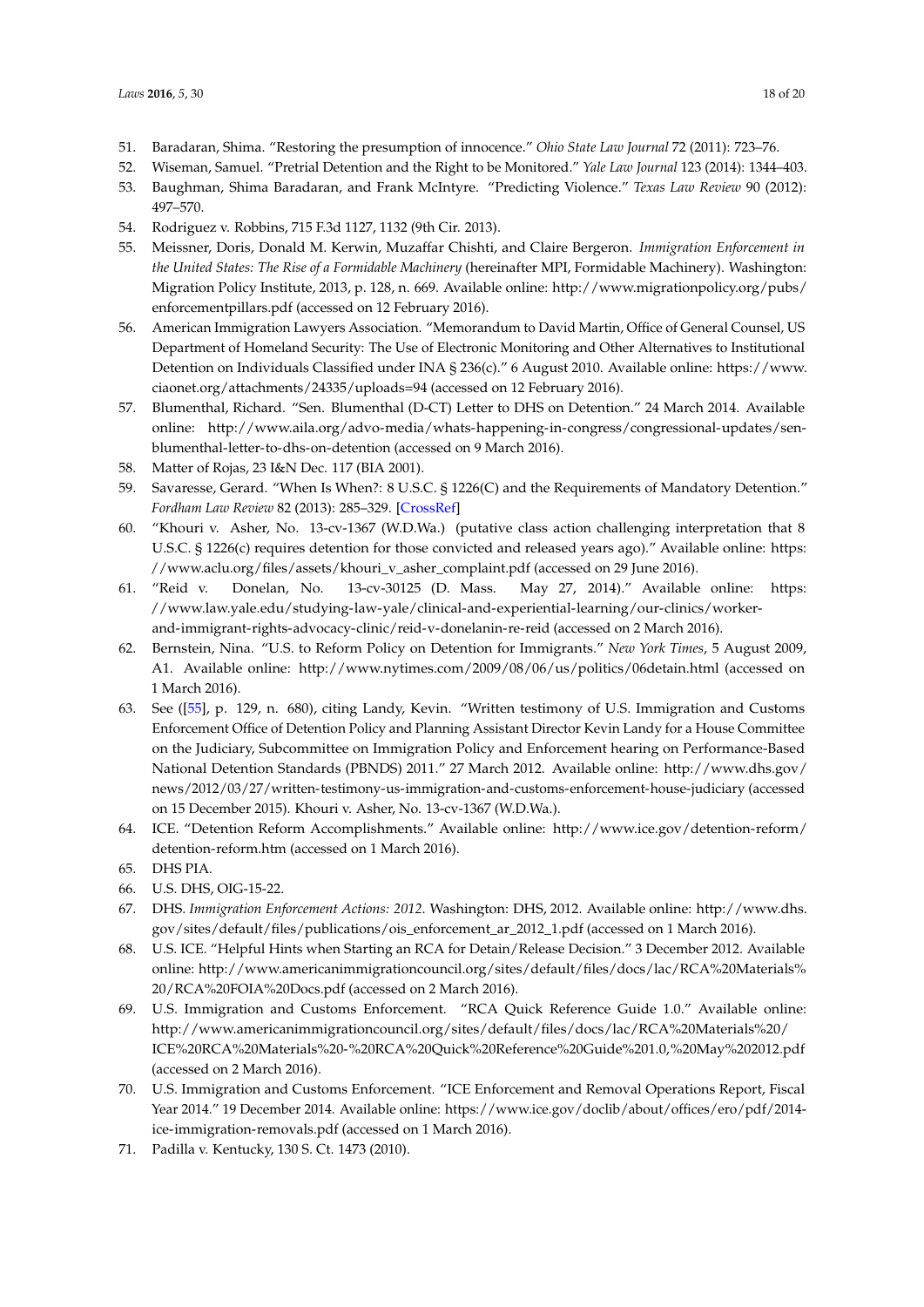51. Baradaran, Shima. "Restoring the presumption of innocence." *Ohio State Law Journal* 72 (2011): 723–76.
52. Wiseman, Samuel. "Pretrial Detention and the Right to be Monitored." *Yale Law Journal* 123 (2014): 1344–403.
53. Baughman, Shima Baradaran, and Frank McIntyre. "Predicting Violence." *Texas Law Review* 90 (2012): 497–570.
54. Rodriguez v. Robbins, 715 F.3d 1127, 1132 (9th Cir. 2013).
55. Meissner, Doris, Donald M. Kerwin, Muzaffar Chishti, and Claire Bergeron. *Immigration Enforcement in the United States: The Rise of a Formidable Machinery* (hereinafter MPI, Formidable Machinery). Washington: Migration Policy Institute, 2013, p. 128, n. 669. Available online: http://www.migrationpolicy.org/pubs/enforcementpillars.pdf (accessed on 12 February 2016).
56. American Immigration Lawyers Association. "Memorandum to David Martin, Office of General Counsel, US Department of Homeland Security: The Use of Electronic Monitoring and Other Alternatives to Institutional Detention on Individuals Classified under INA § 236(c)." 6 August 2010. Available online: https://www.ciaonet.org/attachments/24335/uploads=94 (accessed on 12 February 2016).
57. Blumenthal, Richard. "Sen. Blumenthal (D-CT) Letter to DHS on Detention." 24 March 2014. Available online: http://www.aila.org/advo-media/whats-happening-in-congress/congressional-updates/sen-blumenthal-letter-to-dhs-on-detention (accessed on 9 March 2016).
58. Matter of Rojas, 23 I&N Dec. 117 (BIA 2001).
59. Savaresse, Gerard. "When Is When?: 8 U.S.C. § 1226(C) and the Requirements of Mandatory Detention." *Fordham Law Review* 82 (2013): 285–329. [CrossRef]
60. "Khouri v. Asher, No. 13-cv-1367 (W.D.Wa.) (putative class action challenging interpretation that 8 U.S.C. § 1226(c) requires detention for those convicted and released years ago)." Available online: https://www.aclu.org/files/assets/khouri_v_asher_complaint.pdf (accessed on 29 June 2016).
61. "Reid v. Donelan, No. 13-cv-30125 (D. Mass. May 27, 2014)." Available online: https://www.law.yale.edu/studying-law-yale/clinical-and-experiential-learning/our-clinics/worker-and-immigrant-rights-advocacy-clinic/reid-v-donelanin-re-reid (accessed on 2 March 2016).
62. Bernstein, Nina. "U.S. to Reform Policy on Detention for Immigrants." *New York Times*, 5 August 2009, A1. Available online: http://www.nytimes.com/2009/08/06/us/politics/06detain.html (accessed on 1 March 2016).
63. See ([55], p. 129, n. 680), citing Landy, Kevin. "Written testimony of U.S. Immigration and Customs Enforcement Office of Detention Policy and Planning Assistant Director Kevin Landy for a House Committee on the Judiciary, Subcommittee on Immigration Policy and Enforcement hearing on Performance-Based National Detention Standards (PBNDS) 2011." 27 March 2012. Available online: http://www.dhs.gov/news/2012/03/27/written-testimony-us-immigration-and-customs-enforcement-house-judiciary (accessed on 15 December 2015). Khouri v. Asher, No. 13-cv-1367 (W.D.Wa.).
64. ICE. "Detention Reform Accomplishments." Available online: http://www.ice.gov/detention-reform/detention-reform.htm (accessed on 1 March 2016).
65. DHS PIA.
66. U.S. DHS, OIG-15-22.
67. DHS. *Immigration Enforcement Actions: 2012*. Washington: DHS, 2012. Available online: http://www.dhs.gov/sites/default/files/publications/ois_enforcement_ar_2012_1.pdf (accessed on 1 March 2016).
68. U.S. ICE. "Helpful Hints when Starting an RCA for Detain/Release Decision." 3 December 2012. Available online: http://www.americanimmigrationcouncil.org/sites/default/files/docs/lac/RCA%20Materials%20/RCA%20FOIA%20Docs.pdf (accessed on 2 March 2016).
69. U.S. Immigration and Customs Enforcement. "RCA Quick Reference Guide 1.0." Available online: http://www.americanimmigrationcouncil.org/sites/default/files/docs/lac/RCA%20Materials%20/ICE%20RCA%20Materials%20-%20RCA%20Quick%20Reference%20Guide%201.0,%20May%202012.pdf (accessed on 2 March 2016).
70. U.S. Immigration and Customs Enforcement. "ICE Enforcement and Removal Operations Report, Fiscal Year 2014." 19 December 2014. Available online: https://www.ice.gov/doclib/about/offices/ero/pdf/2014-ice-immigration-removals.pdf (accessed on 1 March 2016).
71. Padilla v. Kentucky, 130 S. Ct. 1473 (2010).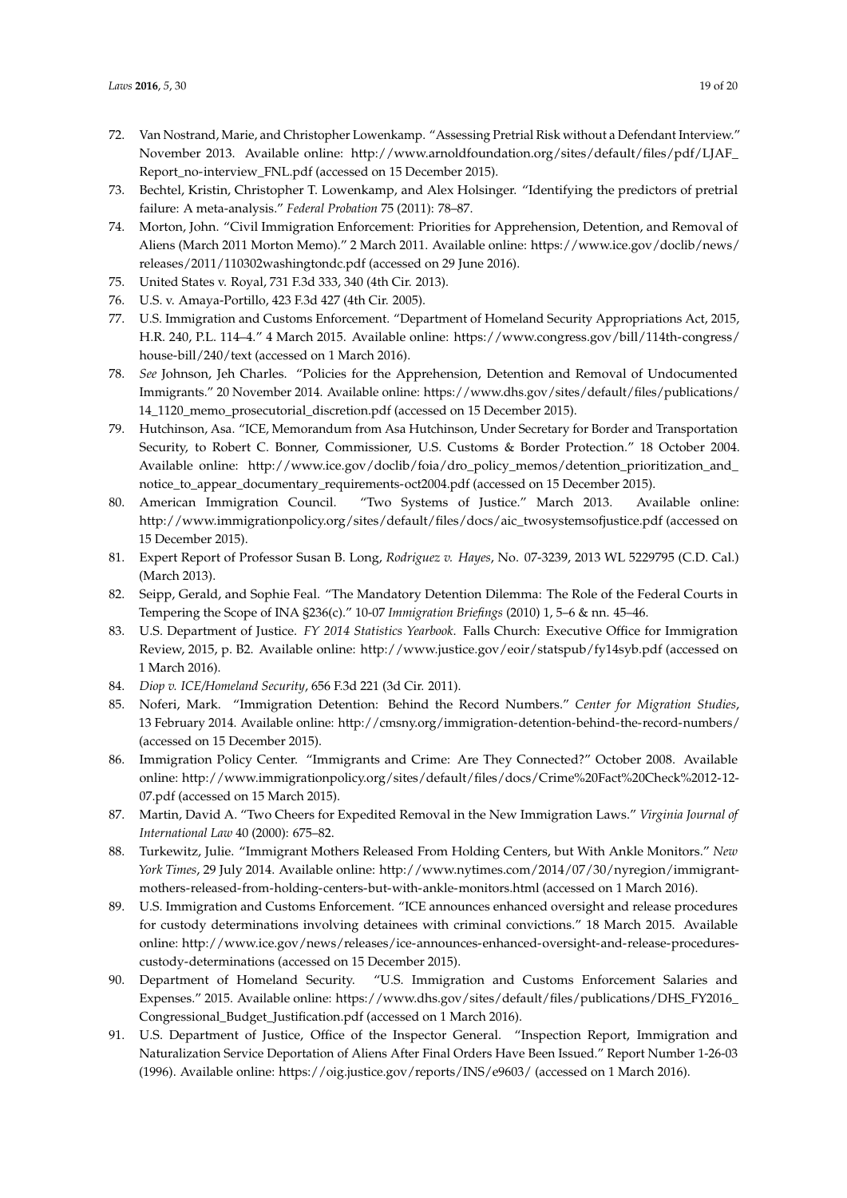72. Van Nostrand, Marie, and Christopher Lowenkamp. "Assessing Pretrial Risk without a Defendant Interview." November 2013. Available online: http://www.arnoldfoundation.org/sites/default/files/pdf/LJAF_Report_no-interview_FNL.pdf (accessed on 15 December 2015).
73. Bechtel, Kristin, Christopher T. Lowenkamp, and Alex Holsinger. "Identifying the predictors of pretrial failure: A meta-analysis." *Federal Probation* 75 (2011): 78–87.
74. Morton, John. "Civil Immigration Enforcement: Priorities for Apprehension, Detention, and Removal of Aliens (March 2011 Morton Memo)." 2 March 2011. Available online: https://www.ice.gov/doclib/news/releases/2011/110302washingtondc.pdf (accessed on 29 June 2016).
75. United States v. Royal, 731 F.3d 333, 340 (4th Cir. 2013).
76. U.S. v. Amaya-Portillo, 423 F.3d 427 (4th Cir. 2005).
77. U.S. Immigration and Customs Enforcement. "Department of Homeland Security Appropriations Act, 2015, H.R. 240, P.L. 114–4." 4 March 2015. Available online: https://www.congress.gov/bill/114th-congress/house-bill/240/text (accessed on 1 March 2016).
78. *See* Johnson, Jeh Charles. "Policies for the Apprehension, Detention and Removal of Undocumented Immigrants." 20 November 2014. Available online: https://www.dhs.gov/sites/default/files/publications/14_1120_memo_prosecutorial_discretion.pdf (accessed on 15 December 2015).
79. Hutchinson, Asa. "ICE, Memorandum from Asa Hutchinson, Under Secretary for Border and Transportation Security, to Robert C. Bonner, Commissioner, U.S. Customs & Border Protection." 18 October 2004. Available online: http://www.ice.gov/doclib/foia/dro_policy_memos/detention_prioritization_and_notice_to_appear_documentary_requirements-oct2004.pdf (accessed on 15 December 2015).
80. American Immigration Council. "Two Systems of Justice." March 2013. Available online: http://www.immigrationpolicy.org/sites/default/files/docs/aic_twosystemsofjustice.pdf (accessed on 15 December 2015).
81. Expert Report of Professor Susan B. Long, *Rodriguez v. Hayes*, No. 07-3239, 2013 WL 5229795 (C.D. Cal.) (March 2013).
82. Seipp, Gerald, and Sophie Feal. "The Mandatory Detention Dilemma: The Role of the Federal Courts in Tempering the Scope of INA §236(c)." 10-07 *Immigration Briefings* (2010) 1, 5–6 & nn. 45–46.
83. U.S. Department of Justice. *FY 2014 Statistics Yearbook*. Falls Church: Executive Office for Immigration Review, 2015, p. B2. Available online: http://www.justice.gov/eoir/statspub/fy14syb.pdf (accessed on 1 March 2016).
84. *Diop v. ICE/Homeland Security*, 656 F.3d 221 (3d Cir. 2011).
85. Noferi, Mark. "Immigration Detention: Behind the Record Numbers." *Center for Migration Studies*, 13 February 2014. Available online: http://cmsny.org/immigration-detention-behind-the-record-numbers/ (accessed on 15 December 2015).
86. Immigration Policy Center. "Immigrants and Crime: Are They Connected?" October 2008. Available online: http://www.immigrationpolicy.org/sites/default/files/docs/Crime%20Fact%20Check%2012-12-07.pdf (accessed on 15 March 2015).
87. Martin, David A. "Two Cheers for Expedited Removal in the New Immigration Laws." *Virginia Journal of International Law* 40 (2000): 675–82.
88. Turkewitz, Julie. "Immigrant Mothers Released From Holding Centers, but With Ankle Monitors." *New York Times*, 29 July 2014. Available online: http://www.nytimes.com/2014/07/30/nyregion/immigrant-mothers-released-from-holding-centers-but-with-ankle-monitors.html (accessed on 1 March 2016).
89. U.S. Immigration and Customs Enforcement. "ICE announces enhanced oversight and release procedures for custody determinations involving detainees with criminal convictions." 18 March 2015. Available online: http://www.ice.gov/news/releases/ice-announces-enhanced-oversight-and-release-procedures-custody-determinations (accessed on 15 December 2015).
90. Department of Homeland Security. "U.S. Immigration and Customs Enforcement Salaries and Expenses." 2015. Available online: https://www.dhs.gov/sites/default/files/publications/DHS_FY2016_Congressional_Budget_Justification.pdf (accessed on 1 March 2016).
91. U.S. Department of Justice, Office of the Inspector General. "Inspection Report, Immigration and Naturalization Service Deportation of Aliens After Final Orders Have Been Issued." Report Number 1-26-03 (1996). Available online: https://oig.justice.gov/reports/INS/e9603/ (accessed on 1 March 2016).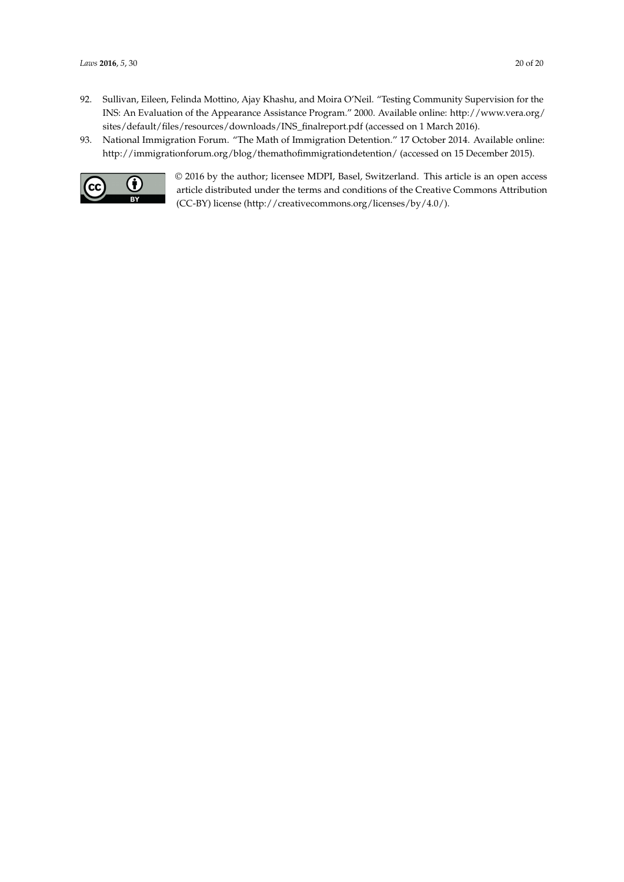92. Sullivan, Eileen, Felinda Mottino, Ajay Khashu, and Moira O'Neil. "Testing Community Supervision for the INS: An Evaluation of the Appearance Assistance Program." 2000. Available online: http://www.vera.org/sites/default/files/resources/downloads/INS_finalreport.pdf (accessed on 1 March 2016).
93. National Immigration Forum. "The Math of Immigration Detention." 17 October 2014. Available online: http://immigrationforum.org/blog/themathofimmigrationdetention/ (accessed on 15 December 2015).

© 2016 by the author; licensee MDPI, Basel, Switzerland. This article is an open access article distributed under the terms and conditions of the Creative Commons Attribution (CC-BY) license (http://creativecommons.org/licenses/by/4.0/).